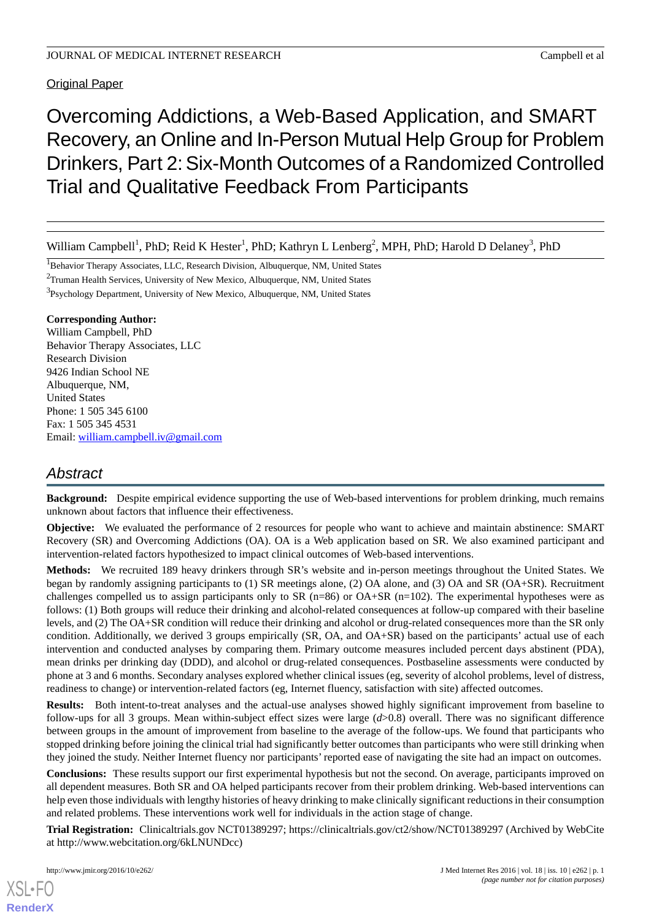Original Paper

# Overcoming Addictions, a Web-Based Application, and SMART Recovery, an Online and In-Person Mutual Help Group for Problem Drinkers, Part 2: Six-Month Outcomes of a Randomized Controlled Trial and Qualitative Feedback From Participants

William Campbell[1], PhD; Reid K Hester[1], PhD; Kathryn L Lenberg[2], MPH, PhD; Harold D Delaney[3], PhD

[1]Behavior Therapy Associates, LLC, Research Division, Albuquerque, NM, United States

[2]Truman Health Services, University of New Mexico, Albuquerque, NM, United States

[3]Psychology Department, University of New Mexico, Albuquerque, NM, United States

**Corresponding Author:**
William Campbell, PhD
Behavior Therapy Associates, LLC
Research Division
9426 Indian School NE
Albuquerque, NM,
United States
Phone: 1 505 345 6100
Fax: 1 505 345 4531
Email: william.campbell.iv@gmail.com

## Abstract

**Background:** Despite empirical evidence supporting the use of Web-based interventions for problem drinking, much remains unknown about factors that influence their effectiveness.

**Objective:** We evaluated the performance of 2 resources for people who want to achieve and maintain abstinence: SMART Recovery (SR) and Overcoming Addictions (OA). OA is a Web application based on SR. We also examined participant and intervention-related factors hypothesized to impact clinical outcomes of Web-based interventions.

**Methods:** We recruited 189 heavy drinkers through SR's website and in-person meetings throughout the United States. We began by randomly assigning participants to (1) SR meetings alone, (2) OA alone, and (3) OA and SR (OA+SR). Recruitment challenges compelled us to assign participants only to SR (n=86) or OA+SR (n=102). The experimental hypotheses were as follows: (1) Both groups will reduce their drinking and alcohol-related consequences at follow-up compared with their baseline levels, and (2) The OA+SR condition will reduce their drinking and alcohol or drug-related consequences more than the SR only condition. Additionally, we derived 3 groups empirically (SR, OA, and OA+SR) based on the participants' actual use of each intervention and conducted analyses by comparing them. Primary outcome measures included percent days abstinent (PDA), mean drinks per drinking day (DDD), and alcohol or drug-related consequences. Postbaseline assessments were conducted by phone at 3 and 6 months. Secondary analyses explored whether clinical issues (eg, severity of alcohol problems, level of distress, readiness to change) or intervention-related factors (eg, Internet fluency, satisfaction with site) affected outcomes.

**Results:** Both intent-to-treat analyses and the actual-use analyses showed highly significant improvement from baseline to follow-ups for all 3 groups. Mean within-subject effect sizes were large ($d>0.8$) overall. There was no significant difference between groups in the amount of improvement from baseline to the average of the follow-ups. We found that participants who stopped drinking before joining the clinical trial had significantly better outcomes than participants who were still drinking when they joined the study. Neither Internet fluency nor participants' reported ease of navigating the site had an impact on outcomes.

**Conclusions:** These results support our first experimental hypothesis but not the second. On average, participants improved on all dependent measures. Both SR and OA helped participants recover from their problem drinking. Web-based interventions can help even those individuals with lengthy histories of heavy drinking to make clinically significant reductions in their consumption and related problems. These interventions work well for individuals in the action stage of change.

**Trial Registration:** Clinicaltrials.gov NCT01389297; https://clinicaltrials.gov/ct2/show/NCT01389297 (Archived by WebCite at http://www.webcitation.org/6kLNUNDcc)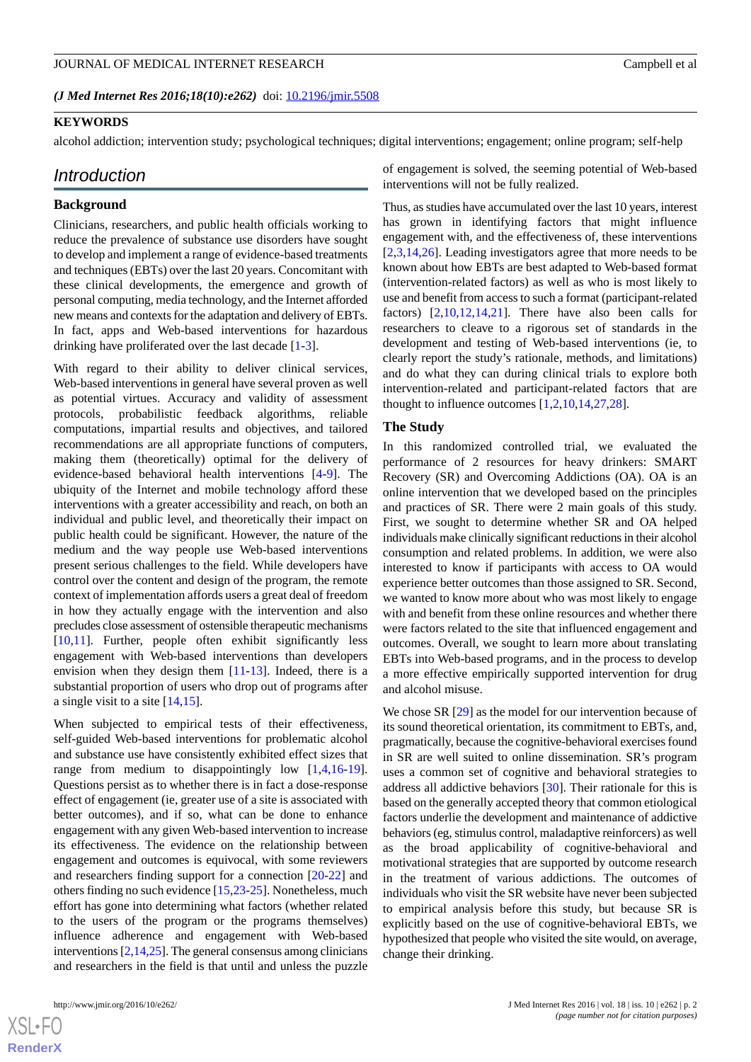(*J Med Internet Res 2016;18(10):e262*) doi: 10.2196/jmir.5508

**KEYWORDS**

alcohol addiction; intervention study; psychological techniques; digital interventions; engagement; online program; self-help

## Introduction

### Background

Clinicians, researchers, and public health officials working to reduce the prevalence of substance use disorders have sought to develop and implement a range of evidence-based treatments and techniques (EBTs) over the last 20 years. Concomitant with these clinical developments, the emergence and growth of personal computing, media technology, and the Internet afforded new means and contexts for the adaptation and delivery of EBTs. In fact, apps and Web-based interventions for hazardous drinking have proliferated over the last decade [1-3].

With regard to their ability to deliver clinical services, Web-based interventions in general have several proven as well as potential virtues. Accuracy and validity of assessment protocols, probabilistic feedback algorithms, reliable computations, impartial results and objectives, and tailored recommendations are all appropriate functions of computers, making them (theoretically) optimal for the delivery of evidence-based behavioral health interventions [4-9]. The ubiquity of the Internet and mobile technology afford these interventions with a greater accessibility and reach, on both an individual and public level, and theoretically their impact on public health could be significant. However, the nature of the medium and the way people use Web-based interventions present serious challenges to the field. While developers have control over the content and design of the program, the remote context of implementation affords users a great deal of freedom in how they actually engage with the intervention and also precludes close assessment of ostensible therapeutic mechanisms [10,11]. Further, people often exhibit significantly less engagement with Web-based interventions than developers envision when they design them [11-13]. Indeed, there is a substantial proportion of users who drop out of programs after a single visit to a site [14,15].

When subjected to empirical tests of their effectiveness, self-guided Web-based interventions for problematic alcohol and substance use have consistently exhibited effect sizes that range from medium to disappointingly low [1,4,16-19]. Questions persist as to whether there is in fact a dose-response effect of engagement (ie, greater use of a site is associated with better outcomes), and if so, what can be done to enhance engagement with any given Web-based intervention to increase its effectiveness. The evidence on the relationship between engagement and outcomes is equivocal, with some reviewers and researchers finding support for a connection [20-22] and others finding no such evidence [15,23-25]. Nonetheless, much effort has gone into determining what factors (whether related to the users of the program or the programs themselves) influence adherence and engagement with Web-based interventions [2,14,25]. The general consensus among clinicians and researchers in the field is that until and unless the puzzle of engagement is solved, the seeming potential of Web-based interventions will not be fully realized.

Thus, as studies have accumulated over the last 10 years, interest has grown in identifying factors that might influence engagement with, and the effectiveness of, these interventions [2,3,14,26]. Leading investigators agree that more needs to be known about how EBTs are best adapted to Web-based format (intervention-related factors) as well as who is most likely to use and benefit from access to such a format (participant-related factors) [2,10,12,14,21]. There have also been calls for researchers to cleave to a rigorous set of standards in the development and testing of Web-based interventions (ie, to clearly report the study's rationale, methods, and limitations) and do what they can during clinical trials to explore both intervention-related and participant-related factors that are thought to influence outcomes [1,2,10,14,27,28].

### The Study

In this randomized controlled trial, we evaluated the performance of 2 resources for heavy drinkers: SMART Recovery (SR) and Overcoming Addictions (OA). OA is an online intervention that we developed based on the principles and practices of SR. There were 2 main goals of this study. First, we sought to determine whether SR and OA helped individuals make clinically significant reductions in their alcohol consumption and related problems. In addition, we were also interested to know if participants with access to OA would experience better outcomes than those assigned to SR. Second, we wanted to know more about who was most likely to engage with and benefit from these online resources and whether there were factors related to the site that influenced engagement and outcomes. Overall, we sought to learn more about translating EBTs into Web-based programs, and in the process to develop a more effective empirically supported intervention for drug and alcohol misuse.

We chose SR [29] as the model for our intervention because of its sound theoretical orientation, its commitment to EBTs, and, pragmatically, because the cognitive-behavioral exercises found in SR are well suited to online dissemination. SR's program uses a common set of cognitive and behavioral strategies to address all addictive behaviors [30]. Their rationale for this is based on the generally accepted theory that common etiological factors underlie the development and maintenance of addictive behaviors (eg, stimulus control, maladaptive reinforcers) as well as the broad applicability of cognitive-behavioral and motivational strategies that are supported by outcome research in the treatment of various addictions. The outcomes of individuals who visit the SR website have never been subjected to empirical analysis before this study, but because SR is explicitly based on the use of cognitive-behavioral EBTs, we hypothesized that people who visited the site would, on average, change their drinking.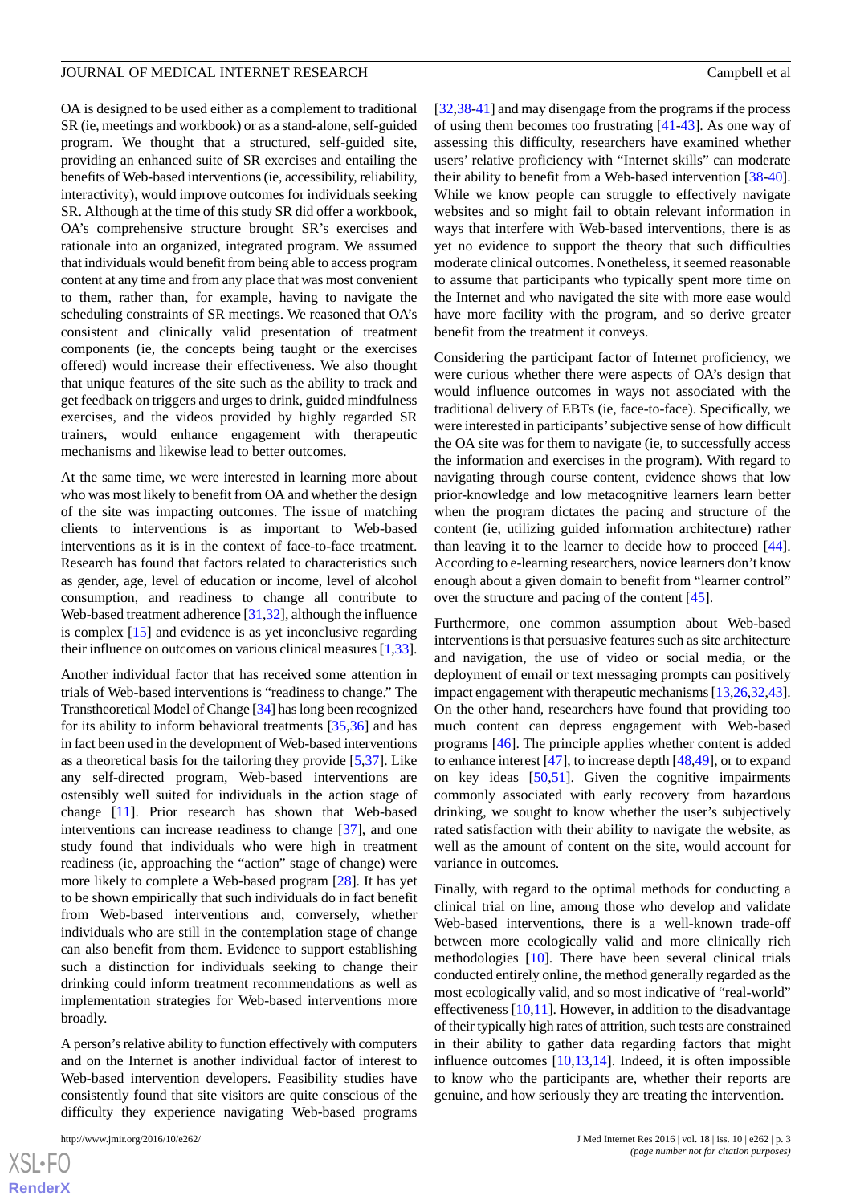OA is designed to be used either as a complement to traditional SR (ie, meetings and workbook) or as a stand-alone, self-guided program. We thought that a structured, self-guided site, providing an enhanced suite of SR exercises and entailing the benefits of Web-based interventions (ie, accessibility, reliability, interactivity), would improve outcomes for individuals seeking SR. Although at the time of this study SR did offer a workbook, OA's comprehensive structure brought SR's exercises and rationale into an organized, integrated program. We assumed that individuals would benefit from being able to access program content at any time and from any place that was most convenient to them, rather than, for example, having to navigate the scheduling constraints of SR meetings. We reasoned that OA's consistent and clinically valid presentation of treatment components (ie, the concepts being taught or the exercises offered) would increase their effectiveness. We also thought that unique features of the site such as the ability to track and get feedback on triggers and urges to drink, guided mindfulness exercises, and the videos provided by highly regarded SR trainers, would enhance engagement with therapeutic mechanisms and likewise lead to better outcomes.

At the same time, we were interested in learning more about who was most likely to benefit from OA and whether the design of the site was impacting outcomes. The issue of matching clients to interventions is as important to Web-based interventions as it is in the context of face-to-face treatment. Research has found that factors related to characteristics such as gender, age, level of education or income, level of alcohol consumption, and readiness to change all contribute to Web-based treatment adherence [31,32], although the influence is complex [15] and evidence is as yet inconclusive regarding their influence on outcomes on various clinical measures [1,33].

Another individual factor that has received some attention in trials of Web-based interventions is "readiness to change." The Transtheoretical Model of Change [34] has long been recognized for its ability to inform behavioral treatments [35,36] and has in fact been used in the development of Web-based interventions as a theoretical basis for the tailoring they provide [5,37]. Like any self-directed program, Web-based interventions are ostensibly well suited for individuals in the action stage of change [11]. Prior research has shown that Web-based interventions can increase readiness to change [37], and one study found that individuals who were high in treatment readiness (ie, approaching the "action" stage of change) were more likely to complete a Web-based program [28]. It has yet to be shown empirically that such individuals do in fact benefit from Web-based interventions and, conversely, whether individuals who are still in the contemplation stage of change can also benefit from them. Evidence to support establishing such a distinction for individuals seeking to change their drinking could inform treatment recommendations as well as implementation strategies for Web-based interventions more broadly.

A person's relative ability to function effectively with computers and on the Internet is another individual factor of interest to Web-based intervention developers. Feasibility studies have consistently found that site visitors are quite conscious of the difficulty they experience navigating Web-based programs [32,38-41] and may disengage from the programs if the process of using them becomes too frustrating [41-43]. As one way of assessing this difficulty, researchers have examined whether users' relative proficiency with "Internet skills" can moderate their ability to benefit from a Web-based intervention [38-40]. While we know people can struggle to effectively navigate websites and so might fail to obtain relevant information in ways that interfere with Web-based interventions, there is as yet no evidence to support the theory that such difficulties moderate clinical outcomes. Nonetheless, it seemed reasonable to assume that participants who typically spent more time on the Internet and who navigated the site with more ease would have more facility with the program, and so derive greater benefit from the treatment it conveys.

Considering the participant factor of Internet proficiency, we were curious whether there were aspects of OA's design that would influence outcomes in ways not associated with the traditional delivery of EBTs (ie, face-to-face). Specifically, we were interested in participants' subjective sense of how difficult the OA site was for them to navigate (ie, to successfully access the information and exercises in the program). With regard to navigating through course content, evidence shows that low prior-knowledge and low metacognitive learners learn better when the program dictates the pacing and structure of the content (ie, utilizing guided information architecture) rather than leaving it to the learner to decide how to proceed [44]. According to e-learning researchers, novice learners don't know enough about a given domain to benefit from "learner control" over the structure and pacing of the content [45].

Furthermore, one common assumption about Web-based interventions is that persuasive features such as site architecture and navigation, the use of video or social media, or the deployment of email or text messaging prompts can positively impact engagement with therapeutic mechanisms [13,26,32,43]. On the other hand, researchers have found that providing too much content can depress engagement with Web-based programs [46]. The principle applies whether content is added to enhance interest [47], to increase depth [48,49], or to expand on key ideas [50,51]. Given the cognitive impairments commonly associated with early recovery from hazardous drinking, we sought to know whether the user's subjectively rated satisfaction with their ability to navigate the website, as well as the amount of content on the site, would account for variance in outcomes.

Finally, with regard to the optimal methods for conducting a clinical trial on line, among those who develop and validate Web-based interventions, there is a well-known trade-off between more ecologically valid and more clinically rich methodologies [10]. There have been several clinical trials conducted entirely online, the method generally regarded as the most ecologically valid, and so most indicative of "real-world" effectiveness [10,11]. However, in addition to the disadvantage of their typically high rates of attrition, such tests are constrained in their ability to gather data regarding factors that might influence outcomes [10,13,14]. Indeed, it is often impossible to know who the participants are, whether their reports are genuine, and how seriously they are treating the intervention.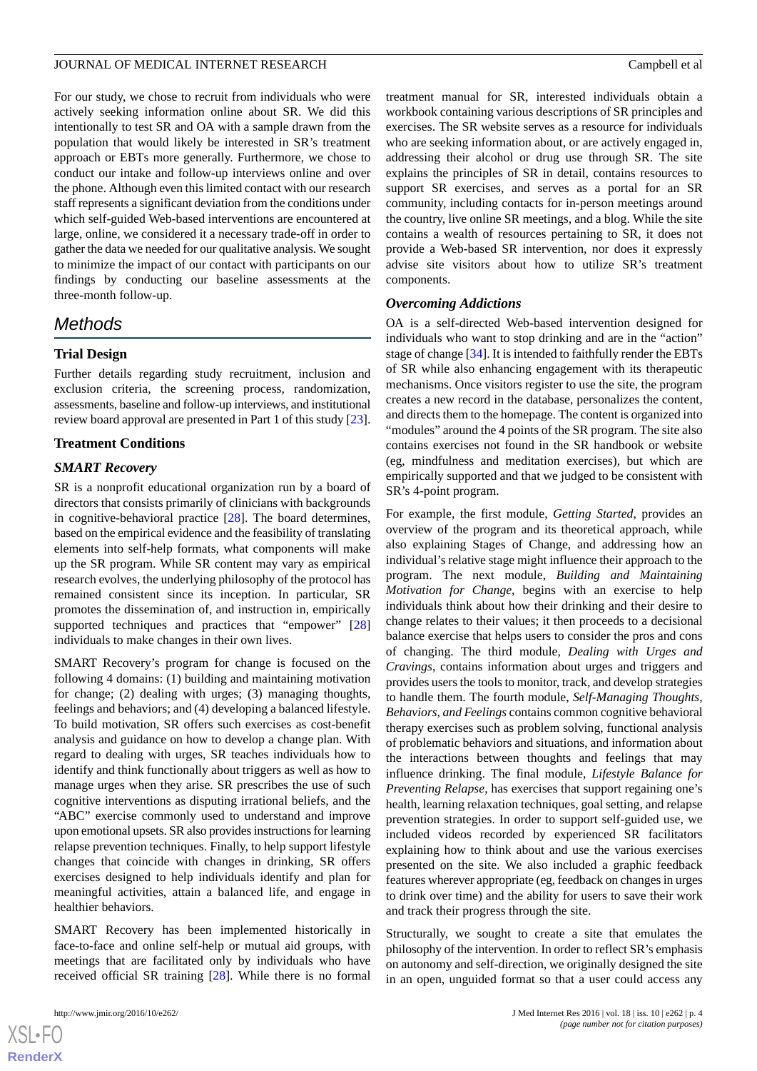For our study, we chose to recruit from individuals who were actively seeking information online about SR. We did this intentionally to test SR and OA with a sample drawn from the population that would likely be interested in SR's treatment approach or EBTs more generally. Furthermore, we chose to conduct our intake and follow-up interviews online and over the phone. Although even this limited contact with our research staff represents a significant deviation from the conditions under which self-guided Web-based interventions are encountered at large, online, we considered it a necessary trade-off in order to gather the data we needed for our qualitative analysis. We sought to minimize the impact of our contact with participants on our findings by conducting our baseline assessments at the three-month follow-up.

## Methods

### Trial Design

Further details regarding study recruitment, inclusion and exclusion criteria, the screening process, randomization, assessments, baseline and follow-up interviews, and institutional review board approval are presented in Part 1 of this study [23].

### Treatment Conditions

#### SMART Recovery

SR is a nonprofit educational organization run by a board of directors that consists primarily of clinicians with backgrounds in cognitive-behavioral practice [28]. The board determines, based on the empirical evidence and the feasibility of translating elements into self-help formats, what components will make up the SR program. While SR content may vary as empirical research evolves, the underlying philosophy of the protocol has remained consistent since its inception. In particular, SR promotes the dissemination of, and instruction in, empirically supported techniques and practices that "empower" [28] individuals to make changes in their own lives.

SMART Recovery's program for change is focused on the following 4 domains: (1) building and maintaining motivation for change; (2) dealing with urges; (3) managing thoughts, feelings and behaviors; and (4) developing a balanced lifestyle. To build motivation, SR offers such exercises as cost-benefit analysis and guidance on how to develop a change plan. With regard to dealing with urges, SR teaches individuals how to identify and think functionally about triggers as well as how to manage urges when they arise. SR prescribes the use of such cognitive interventions as disputing irrational beliefs, and the "ABC" exercise commonly used to understand and improve upon emotional upsets. SR also provides instructions for learning relapse prevention techniques. Finally, to help support lifestyle changes that coincide with changes in drinking, SR offers exercises designed to help individuals identify and plan for meaningful activities, attain a balanced life, and engage in healthier behaviors.

SMART Recovery has been implemented historically in face-to-face and online self-help or mutual aid groups, with meetings that are facilitated only by individuals who have received official SR training [28]. While there is no formal treatment manual for SR, interested individuals obtain a workbook containing various descriptions of SR principles and exercises. The SR website serves as a resource for individuals who are seeking information about, or are actively engaged in, addressing their alcohol or drug use through SR. The site explains the principles of SR in detail, contains resources to support SR exercises, and serves as a portal for an SR community, including contacts for in-person meetings around the country, live online SR meetings, and a blog. While the site contains a wealth of resources pertaining to SR, it does not provide a Web-based SR intervention, nor does it expressly advise site visitors about how to utilize SR's treatment components.

#### Overcoming Addictions

OA is a self-directed Web-based intervention designed for individuals who want to stop drinking and are in the "action" stage of change [34]. It is intended to faithfully render the EBTs of SR while also enhancing engagement with its therapeutic mechanisms. Once visitors register to use the site, the program creates a new record in the database, personalizes the content, and directs them to the homepage. The content is organized into "modules" around the 4 points of the SR program. The site also contains exercises not found in the SR handbook or website (eg, mindfulness and meditation exercises), but which are empirically supported and that we judged to be consistent with SR's 4-point program.

For example, the first module, *Getting Started*, provides an overview of the program and its theoretical approach, while also explaining Stages of Change, and addressing how an individual's relative stage might influence their approach to the program. The next module, *Building and Maintaining Motivation for Change*, begins with an exercise to help individuals think about how their drinking and their desire to change relates to their values; it then proceeds to a decisional balance exercise that helps users to consider the pros and cons of changing. The third module, *Dealing with Urges and Cravings*, contains information about urges and triggers and provides users the tools to monitor, track, and develop strategies to handle them. The fourth module, *Self-Managing Thoughts, Behaviors, and Feelings* contains common cognitive behavioral therapy exercises such as problem solving, functional analysis of problematic behaviors and situations, and information about the interactions between thoughts and feelings that may influence drinking. The final module, *Lifestyle Balance for Preventing Relapse*, has exercises that support regaining one's health, learning relaxation techniques, goal setting, and relapse prevention strategies. In order to support self-guided use, we included videos recorded by experienced SR facilitators explaining how to think about and use the various exercises presented on the site. We also included a graphic feedback features wherever appropriate (eg, feedback on changes in urges to drink over time) and the ability for users to save their work and track their progress through the site.

Structurally, we sought to create a site that emulates the philosophy of the intervention. In order to reflect SR's emphasis on autonomy and self-direction, we originally designed the site in an open, unguided format so that a user could access any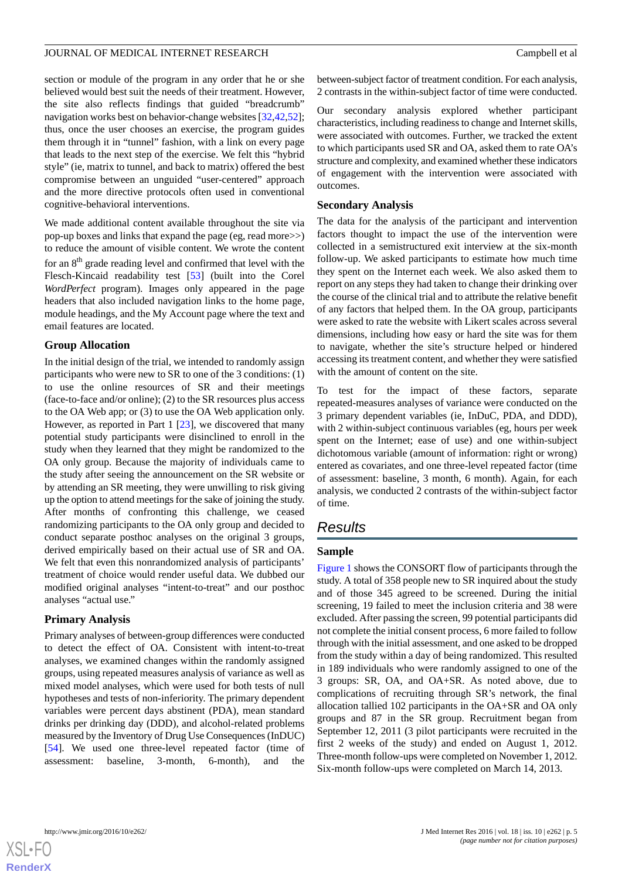section or module of the program in any order that he or she believed would best suit the needs of their treatment. However, the site also reflects findings that guided "breadcrumb" navigation works best on behavior-change websites [32,42,52]; thus, once the user chooses an exercise, the program guides them through it in "tunnel" fashion, with a link on every page that leads to the next step of the exercise. We felt this "hybrid style" (ie, matrix to tunnel, and back to matrix) offered the best compromise between an unguided "user-centered" approach and the more directive protocols often used in conventional cognitive-behavioral interventions.

We made additional content available throughout the site via pop-up boxes and links that expand the page (eg, read more>>) to reduce the amount of visible content. We wrote the content for an 8th grade reading level and confirmed that level with the Flesch-Kincaid readability test [53] (built into the Corel *WordPerfect* program). Images only appeared in the page headers that also included navigation links to the home page, module headings, and the My Account page where the text and email features are located.

### Group Allocation

In the initial design of the trial, we intended to randomly assign participants who were new to SR to one of the 3 conditions: (1) to use the online resources of SR and their meetings (face-to-face and/or online); (2) to the SR resources plus access to the OA Web app; or (3) to use the OA Web application only. However, as reported in Part 1 [23], we discovered that many potential study participants were disinclined to enroll in the study when they learned that they might be randomized to the OA only group. Because the majority of individuals came to the study after seeing the announcement on the SR website or by attending an SR meeting, they were unwilling to risk giving up the option to attend meetings for the sake of joining the study. After months of confronting this challenge, we ceased randomizing participants to the OA only group and decided to conduct separate posthoc analyses on the original 3 groups, derived empirically based on their actual use of SR and OA. We felt that even this nonrandomized analysis of participants' treatment of choice would render useful data. We dubbed our modified original analyses "intent-to-treat" and our posthoc analyses "actual use."

### Primary Analysis

Primary analyses of between-group differences were conducted to detect the effect of OA. Consistent with intent-to-treat analyses, we examined changes within the randomly assigned groups, using repeated measures analysis of variance as well as mixed model analyses, which were used for both tests of null hypotheses and tests of non-inferiority. The primary dependent variables were percent days abstinent (PDA), mean standard drinks per drinking day (DDD), and alcohol-related problems measured by the Inventory of Drug Use Consequences (InDUC) [54]. We used one three-level repeated factor (time of assessment: baseline, 3-month, 6-month), and the between-subject factor of treatment condition. For each analysis, 2 contrasts in the within-subject factor of time were conducted.

Our secondary analysis explored whether participant characteristics, including readiness to change and Internet skills, were associated with outcomes. Further, we tracked the extent to which participants used SR and OA, asked them to rate OA's structure and complexity, and examined whether these indicators of engagement with the intervention were associated with outcomes.

### Secondary Analysis

The data for the analysis of the participant and intervention factors thought to impact the use of the intervention were collected in a semistructured exit interview at the six-month follow-up. We asked participants to estimate how much time they spent on the Internet each week. We also asked them to report on any steps they had taken to change their drinking over the course of the clinical trial and to attribute the relative benefit of any factors that helped them. In the OA group, participants were asked to rate the website with Likert scales across several dimensions, including how easy or hard the site was for them to navigate, whether the site's structure helped or hindered accessing its treatment content, and whether they were satisfied with the amount of content on the site.

To test for the impact of these factors, separate repeated-measures analyses of variance were conducted on the 3 primary dependent variables (ie, InDuC, PDA, and DDD), with 2 within-subject continuous variables (eg, hours per week spent on the Internet; ease of use) and one within-subject dichotomous variable (amount of information: right or wrong) entered as covariates, and one three-level repeated factor (time of assessment: baseline, 3 month, 6 month). Again, for each analysis, we conducted 2 contrasts of the within-subject factor of time.

## Results

### Sample

Figure 1 shows the CONSORT flow of participants through the study. A total of 358 people new to SR inquired about the study and of those 345 agreed to be screened. During the initial screening, 19 failed to meet the inclusion criteria and 38 were excluded. After passing the screen, 99 potential participants did not complete the initial consent process, 6 more failed to follow through with the initial assessment, and one asked to be dropped from the study within a day of being randomized. This resulted in 189 individuals who were randomly assigned to one of the 3 groups: SR, OA, and OA+SR. As noted above, due to complications of recruiting through SR's network, the final allocation tallied 102 participants in the OA+SR and OA only groups and 87 in the SR group. Recruitment began from September 12, 2011 (3 pilot participants were recruited in the first 2 weeks of the study) and ended on August 1, 2012. Three-month follow-ups were completed on November 1, 2012. Six-month follow-ups were completed on March 14, 2013.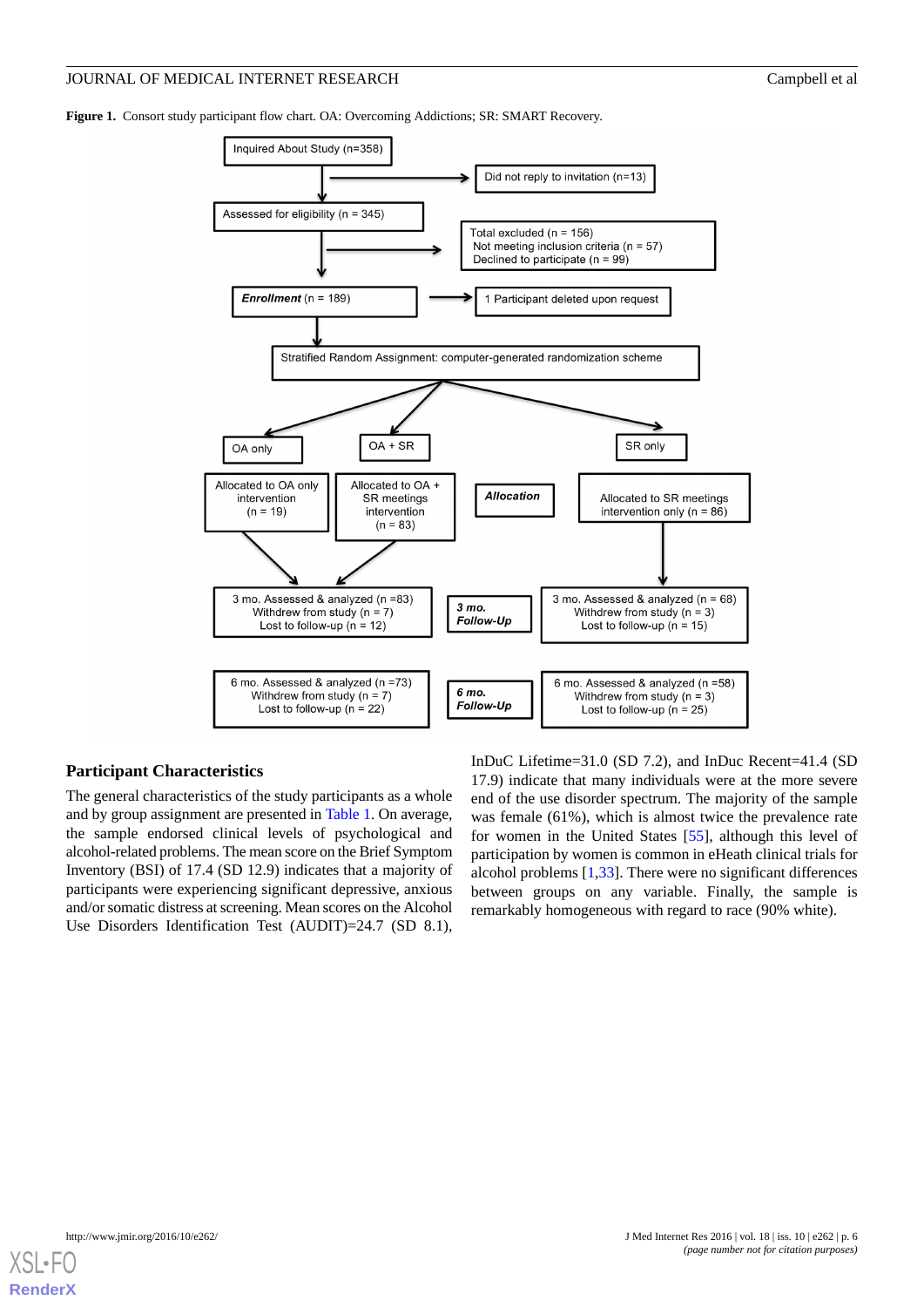**Figure 1.** Consort study participant flow chart. OA: Overcoming Addictions; SR: SMART Recovery.

Inquired About Study (n=358)

Did not reply to invitation (n=13)

Assessed for eligibility (n = 345)

Total excluded (n = 156)
Not meeting inclusion criteria (n = 57)
Declined to participate (n = 99)

***Enrollment*** (n = 189)

1 Participant deleted upon request

Stratified Random Assignment: computer-generated randomization scheme

OA only

OA + SR

SR only

***Allocation***

Allocated to OA only intervention (n = 19)

Allocated to OA + SR meetings intervention (n = 83)

Allocated to SR meetings intervention only (n = 86)

***3 mo. Follow-Up***

3 mo. Assessed & analyzed (n =83)
Withdrew from study (n = 7)
Lost to follow-up (n = 12)

3 mo. Assessed & analyzed (n = 68)
Withdrew from study (n = 3)
Lost to follow-up (n = 15)

***6 mo. Follow-Up***

6 mo. Assessed & analyzed (n =73)
Withdrew from study (n = 7)
Lost to follow-up (n = 22)

6 mo. Assessed & analyzed (n =58)
Withdrew from study (n = 3)
Lost to follow-up (n = 25)

## Participant Characteristics

The general characteristics of the study participants as a whole and by group assignment are presented in Table 1. On average, the sample endorsed clinical levels of psychological and alcohol-related problems. The mean score on the Brief Symptom Inventory (BSI) of 17.4 (SD 12.9) indicates that a majority of participants were experiencing significant depressive, anxious and/or somatic distress at screening. Mean scores on the Alcohol Use Disorders Identification Test (AUDIT)=24.7 (SD 8.1), InDuC Lifetime=31.0 (SD 7.2), and InDuc Recent=41.4 (SD 17.9) indicate that many individuals were at the more severe end of the use disorder spectrum. The majority of the sample was female (61%), which is almost twice the prevalence rate for women in the United States [55], although this level of participation by women is common in eHeath clinical trials for alcohol problems [1,33]. There were no significant differences between groups on any variable. Finally, the sample is remarkably homogeneous with regard to race (90% white).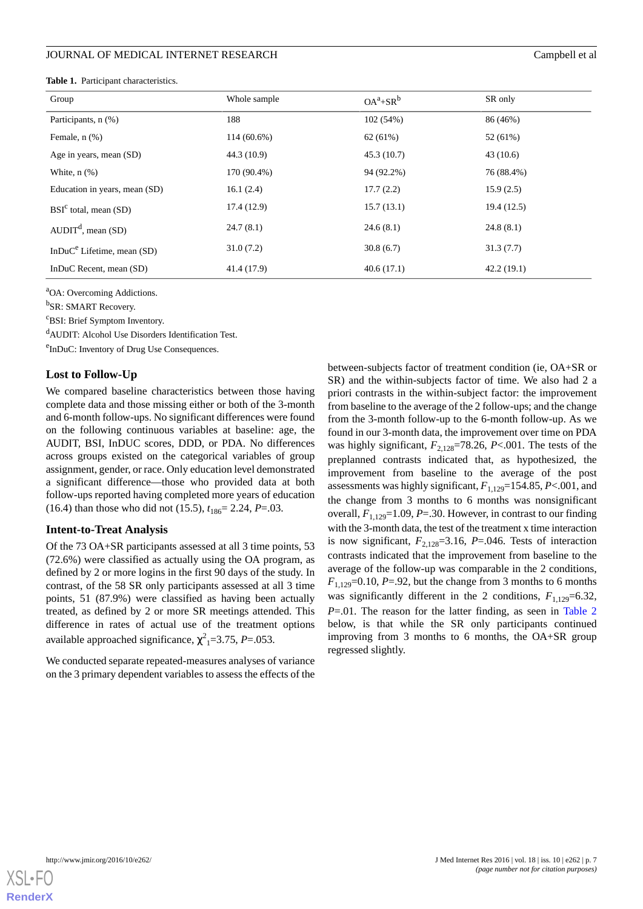**Table 1.** Participant characteristics.

| Group | Whole sample | OA[a]+SR[b] | SR only |
|---|---|---|---|
| Participants, n (%) | 188 | 102 (54%) | 86 (46%) |
| Female, n (%) | 114 (60.6%) | 62 (61%) | 52 (61%) |
| Age in years, mean (SD) | 44.3 (10.9) | 45.3 (10.7) | 43 (10.6) |
| White, n (%) | 170 (90.4%) | 94 (92.2%) | 76 (88.4%) |
| Education in years, mean (SD) | 16.1 (2.4) | 17.7 (2.2) | 15.9 (2.5) |
| BSI[c] total, mean (SD) | 17.4 (12.9) | 15.7 (13.1) | 19.4 (12.5) |
| AUDIT[d], mean (SD) | 24.7 (8.1) | 24.6 (8.1) | 24.8 (8.1) |
| InDuC[e] Lifetime, mean (SD) | 31.0 (7.2) | 30.8 (6.7) | 31.3 (7.7) |
| InDuC Recent, mean (SD) | 41.4 (17.9) | 40.6 (17.1) | 42.2 (19.1) |

[a]OA: Overcoming Addictions.

[b]SR: SMART Recovery.

[c]BSI: Brief Symptom Inventory.

[d]AUDIT: Alcohol Use Disorders Identification Test.

[e]InDuC: Inventory of Drug Use Consequences.

### Lost to Follow-Up

We compared baseline characteristics between those having complete data and those missing either or both of the 3-month and 6-month follow-ups. No significant differences were found on the following continuous variables at baseline: age, the AUDIT, BSI, InDUC scores, DDD, or PDA. No differences across groups existed on the categorical variables of group assignment, gender, or race. Only education level demonstrated a significant difference—those who provided data at both follow-ups reported having completed more years of education (16.4) than those who did not (15.5), $t_{186}$= 2.24, *P*=.03.

### Intent-to-Treat Analysis

Of the 73 OA+SR participants assessed at all 3 time points, 53 (72.6%) were classified as actually using the OA program, as defined by 2 or more logins in the first 90 days of the study. In contrast, of the 58 SR only participants assessed at all 3 time points, 51 (87.9%) were classified as having been actually treated, as defined by 2 or more SR meetings attended. This difference in rates of actual use of the treatment options available approached significance, $\chi^2_1$=3.75, *P*=.053.

We conducted separate repeated-measures analyses of variance on the 3 primary dependent variables to assess the effects of the between-subjects factor of treatment condition (ie, OA+SR or SR) and the within-subjects factor of time. We also had 2 a priori contrasts in the within-subject factor: the improvement from baseline to the average of the 2 follow-ups; and the change from the 3-month follow-up to the 6-month follow-up. As we found in our 3-month data, the improvement over time on PDA was highly significant, $F_{2,128}$=78.26, *P*<.001. The tests of the preplanned contrasts indicated that, as hypothesized, the improvement from baseline to the average of the post assessments was highly significant, $F_{1,129}$=154.85, *P*<.001, and the change from 3 months to 6 months was nonsignificant overall, $F_{1,129}$=1.09, *P*=.30. However, in contrast to our finding with the 3-month data, the test of the treatment x time interaction is now significant, $F_{2,128}$=3.16, *P*=.046. Tests of interaction contrasts indicated that the improvement from baseline to the average of the follow-up was comparable in the 2 conditions, $F_{1,129}$=0.10, *P*=.92, but the change from 3 months to 6 months was significantly different in the 2 conditions, $F_{1,129}$=6.32, *P*=.01. The reason for the latter finding, as seen in Table 2 below, is that while the SR only participants continued improving from 3 months to 6 months, the OA+SR group regressed slightly.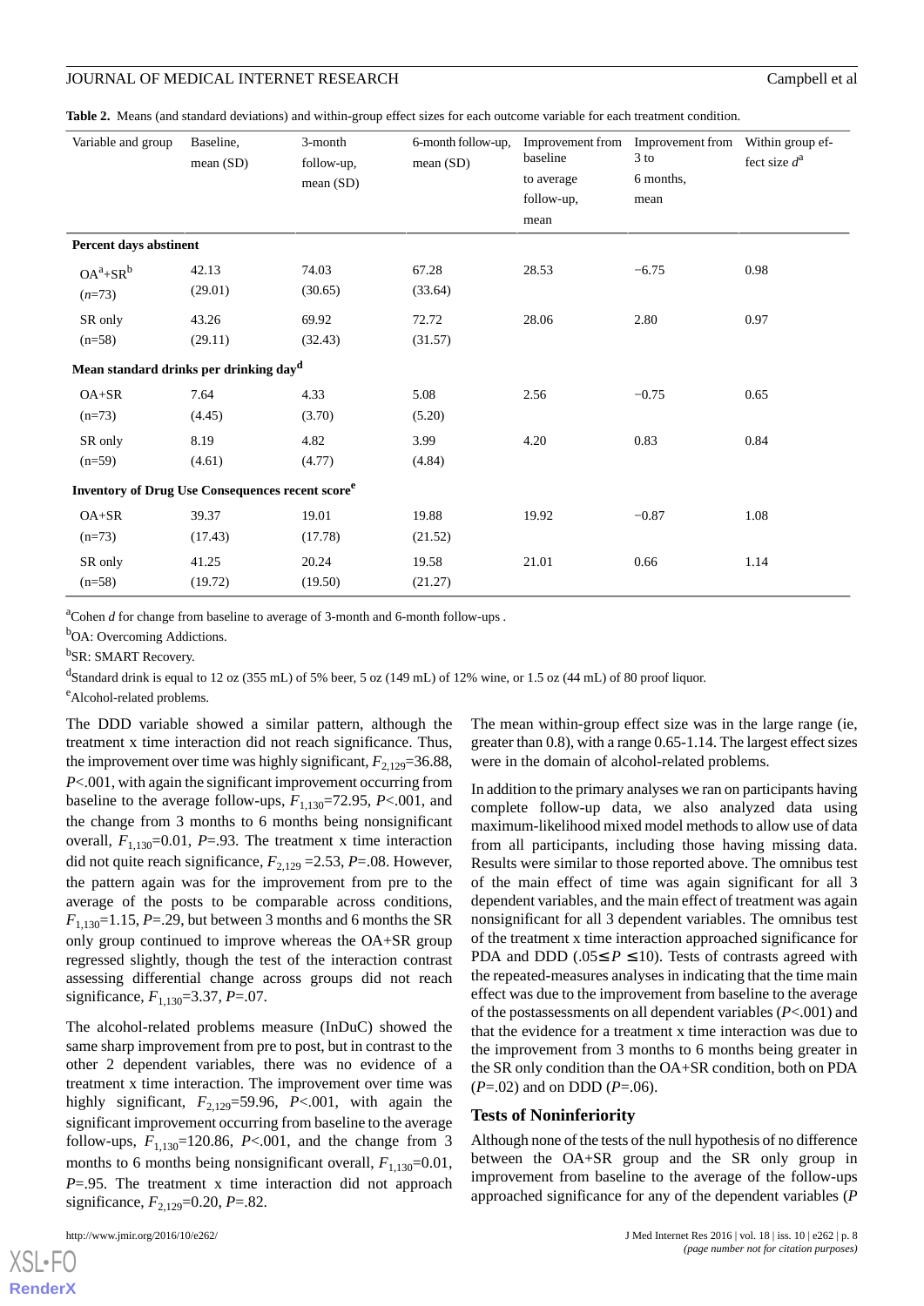**Table 2.** Means (and standard deviations) and within-group effect sizes for each outcome variable for each treatment condition.

| Variable and group | Baseline, mean (SD) | 3-month follow-up, mean (SD) | 6-month follow-up, mean (SD) | Improvement from baseline to average follow-up, mean | Improvement from 3 to 6 months, mean | Within group effect size *d*[a] |
|---|---|---|---|---|---|---|
| **Percent days abstinent** | | | | | | |
| OA[a]+SR[b] (*n*=73) | 42.13 (29.01) | 74.03 (30.65) | 67.28 (33.64) | 28.53 | −6.75 | 0.98 |
| SR only (n=58) | 43.26 (29.11) | 69.92 (32.43) | 72.72 (31.57) | 28.06 | 2.80 | 0.97 |
| **Mean standard drinks per drinking day**[d] | | | | | | |
| OA+SR (n=73) | 7.64 (4.45) | 4.33 (3.70) | 5.08 (5.20) | 2.56 | −0.75 | 0.65 |
| SR only (n=59) | 8.19 (4.61) | 4.82 (4.77) | 3.99 (4.84) | 4.20 | 0.83 | 0.84 |
| **Inventory of Drug Use Consequences recent score**[e] | | | | | | |
| OA+SR (n=73) | 39.37 (17.43) | 19.01 (17.78) | 19.88 (21.52) | 19.92 | −0.87 | 1.08 |
| SR only (n=58) | 41.25 (19.72) | 20.24 (19.50) | 19.58 (21.27) | 21.01 | 0.66 | 1.14 |

[a]Cohen *d* for change from baseline to average of 3-month and 6-month follow-ups .

[b]OA: Overcoming Addictions.

[b]SR: SMART Recovery.

[d]Standard drink is equal to 12 oz (355 mL) of 5% beer, 5 oz (149 mL) of 12% wine, or 1.5 oz (44 mL) of 80 proof liquor.

[e]Alcohol-related problems.

The DDD variable showed a similar pattern, although the treatment x time interaction did not reach significance. Thus, the improvement over time was highly significant, $F_{2,129}$=36.88, $P$<.001, with again the significant improvement occurring from baseline to the average follow-ups, $F_{1,130}$=72.95, $P$<.001, and the change from 3 months to 6 months being nonsignificant overall, $F_{1,130}$=0.01, $P$=.93. The treatment x time interaction did not quite reach significance, $F_{2,129}$ =2.53, $P$=.08. However, the pattern again was for the improvement from pre to the average of the posts to be comparable across conditions, $F_{1,130}$=1.15, $P$=.29, but between 3 months and 6 months the SR only group continued to improve whereas the OA+SR group regressed slightly, though the test of the interaction contrast assessing differential change across groups did not reach significance, $F_{1,130}$=3.37, $P$=.07.

The alcohol-related problems measure (InDuC) showed the same sharp improvement from pre to post, but in contrast to the other 2 dependent variables, there was no evidence of a treatment x time interaction. The improvement over time was highly significant, $F_{2,129}$=59.96, $P$<.001, with again the significant improvement occurring from baseline to the average follow-ups, $F_{1,130}$=120.86, $P$<.001, and the change from 3 months to 6 months being nonsignificant overall, $F_{1,130}$=0.01, $P$=.95. The treatment x time interaction did not approach significance, $F_{2,129}$=0.20, $P$=.82.

The mean within-group effect size was in the large range (ie, greater than 0.8), with a range 0.65-1.14. The largest effect sizes were in the domain of alcohol-related problems.

In addition to the primary analyses we ran on participants having complete follow-up data, we also analyzed data using maximum-likelihood mixed model methods to allow use of data from all participants, including those having missing data. Results were similar to those reported above. The omnibus test of the main effect of time was again significant for all 3 dependent variables, and the main effect of treatment was again nonsignificant for all 3 dependent variables. The omnibus test of the treatment x time interaction approached significance for PDA and DDD (.05≤ $P$ ≤10). Tests of contrasts agreed with the repeated-measures analyses in indicating that the time main effect was due to the improvement from baseline to the average of the postassessments on all dependent variables ($P$<.001) and that the evidence for a treatment x time interaction was due to the improvement from 3 months to 6 months being greater in the SR only condition than the OA+SR condition, both on PDA ($P$=.02) and on DDD ($P$=.06).

## Tests of Noninferiority

Although none of the tests of the null hypothesis of no difference between the OA+SR group and the SR only group in improvement from baseline to the average of the follow-ups approached significance for any of the dependent variables ($P$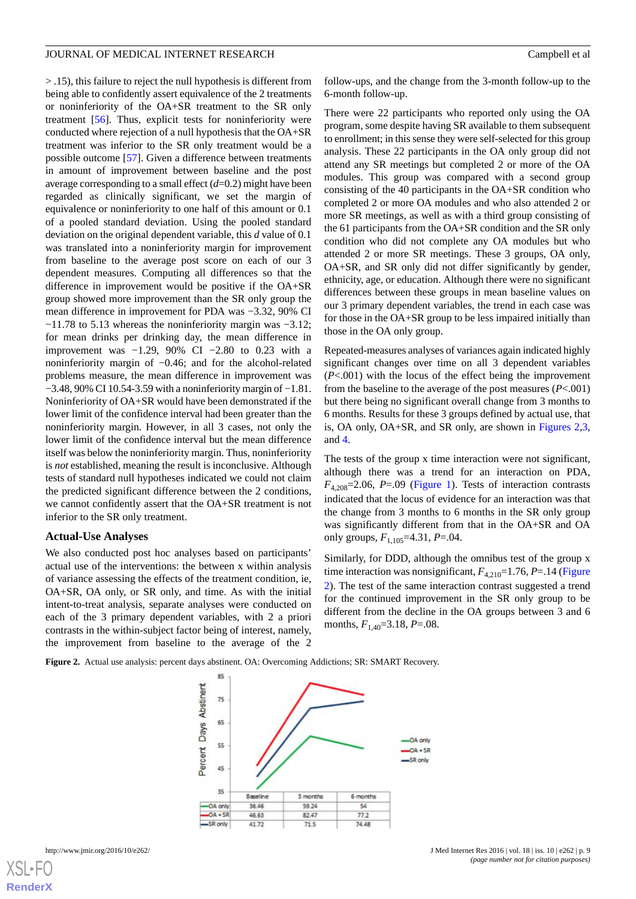> .15), this failure to reject the null hypothesis is different from being able to confidently assert equivalence of the 2 treatments or noninferiority of the OA+SR treatment to the SR only treatment [56]. Thus, explicit tests for noninferiority were conducted where rejection of a null hypothesis that the OA+SR treatment was inferior to the SR only treatment would be a possible outcome [57]. Given a difference between treatments in amount of improvement between baseline and the post average corresponding to a small effect ($d$=0.2) might have been regarded as clinically significant, we set the margin of equivalence or noninferiority to one half of this amount or 0.1 of a pooled standard deviation. Using the pooled standard deviation on the original dependent variable, this $d$ value of 0.1 was translated into a noninferiority margin for improvement from baseline to the average post score on each of our 3 dependent measures. Computing all differences so that the difference in improvement would be positive if the OA+SR group showed more improvement than the SR only group the mean difference in improvement for PDA was −3.32, 90% CI −11.78 to 5.13 whereas the noninferiority margin was −3.12; for mean drinks per drinking day, the mean difference in improvement was −1.29, 90% CI −2.80 to 0.23 with a noninferiority margin of −0.46; and for the alcohol-related problems measure, the mean difference in improvement was −3.48, 90% CI 10.54-3.59 with a noninferiority margin of −1.81. Noninferiority of OA+SR would have been demonstrated if the lower limit of the confidence interval had been greater than the noninferiority margin. However, in all 3 cases, not only the lower limit of the confidence interval but the mean difference itself was below the noninferiority margin. Thus, noninferiority is *not* established, meaning the result is inconclusive. Although tests of standard null hypotheses indicated we could not claim the predicted significant difference between the 2 conditions, we cannot confidently assert that the OA+SR treatment is not inferior to the SR only treatment.

### Actual-Use Analyses

We also conducted post hoc analyses based on participants' actual use of the interventions: the between x within analysis of variance assessing the effects of the treatment condition, ie, OA+SR, OA only, or SR only, and time. As with the initial intent-to-treat analysis, separate analyses were conducted on each of the 3 primary dependent variables, with 2 a priori contrasts in the within-subject factor being of interest, namely, the improvement from baseline to the average of the 2 follow-ups, and the change from the 3-month follow-up to the 6-month follow-up.

There were 22 participants who reported only using the OA program, some despite having SR available to them subsequent to enrollment; in this sense they were self-selected for this group analysis. These 22 participants in the OA only group did not attend any SR meetings but completed 2 or more of the OA modules. This group was compared with a second group consisting of the 40 participants in the OA+SR condition who completed 2 or more OA modules and who also attended 2 or more SR meetings, as well as with a third group consisting of the 61 participants from the OA+SR condition and the SR only condition who did not complete any OA modules but who attended 2 or more SR meetings. These 3 groups, OA only, OA+SR, and SR only did not differ significantly by gender, ethnicity, age, or education. Although there were no significant differences between these groups in mean baseline values on our 3 primary dependent variables, the trend in each case was for those in the OA+SR group to be less impaired initially than those in the OA only group.

Repeated-measures analyses of variances again indicated highly significant changes over time on all 3 dependent variables ($P$<.001) with the locus of the effect being the improvement from the baseline to the average of the post measures ($P$<.001) but there being no significant overall change from 3 months to 6 months. Results for these 3 groups defined by actual use, that is, OA only, OA+SR, and SR only, are shown in Figures 2,3, and 4.

The tests of the group x time interaction were not significant, although there was a trend for an interaction on PDA, $F_{4,208}$=2.06, $P$=.09 (Figure 1). Tests of interaction contrasts indicated that the locus of evidence for an interaction was that the change from 3 months to 6 months in the SR only group was significantly different from that in the OA+SR and OA only groups, $F_{1,105}$=4.31, $P$=.04.

Similarly, for DDD, although the omnibus test of the group x time interaction was nonsignificant, $F_{4,210}$=1.76, $P$=.14 (Figure 2). The test of the same interaction contrast suggested a trend for the continued improvement in the SR only group to be different from the decline in the OA groups between 3 and 6 months, $F_{1,40}$=3.18, $P$=.08.

**Figure 2.** Actual use analysis: percent days abstinent. OA: Overcoming Addictions; SR: SMART Recovery.

| | Baseline | 3 months | 6 months |
|---|---|---|---|
| OA only | 36.46 | 59.24 | 54 |
| OA + SR | 46.63 | 82.47 | 77.2 |
| SR only | 41.72 | 71.5 | 74.48 |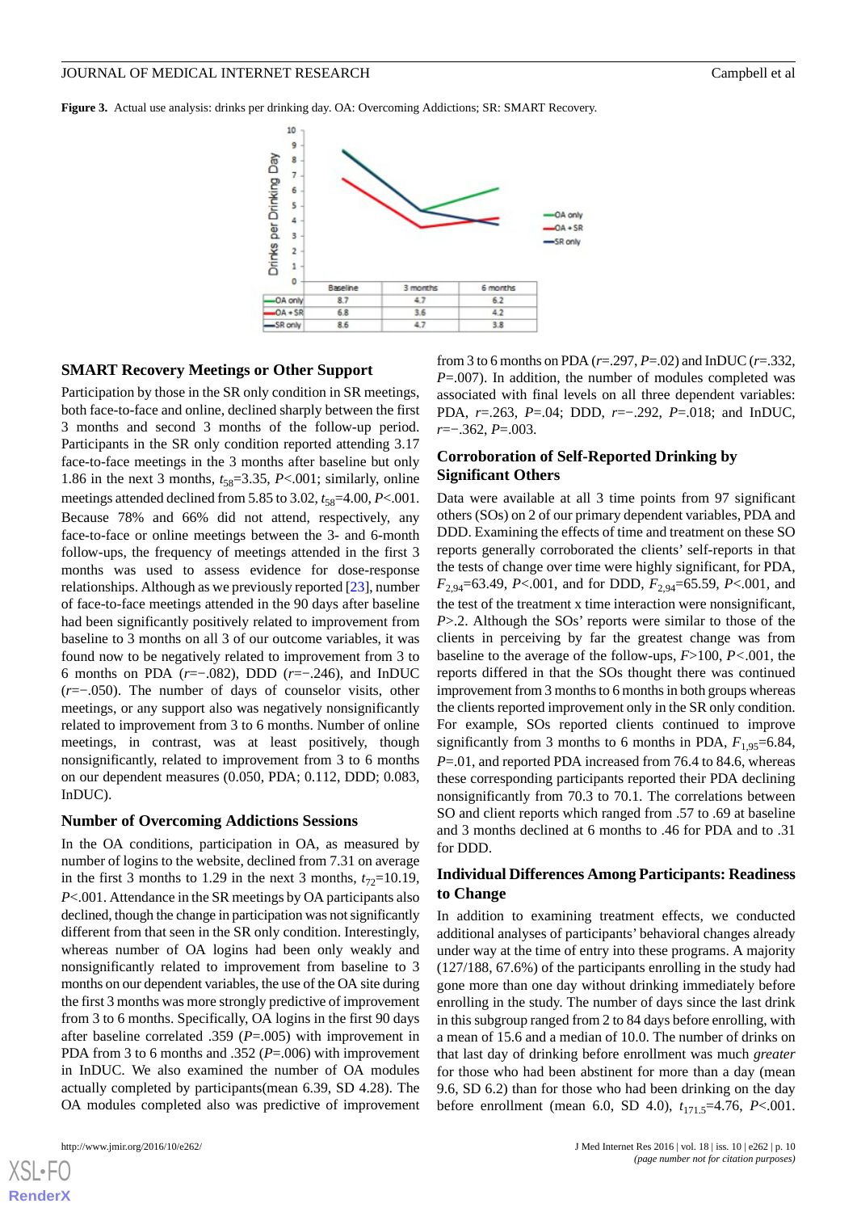**Figure 3.** Actual use analysis: drinks per drinking day. OA: Overcoming Addictions; SR: SMART Recovery.

| | Baseline | 3 months | 6 months |
|---|---|---|---|
| OA only | 8.7 | 4.7 | 6.2 |
| OA + SR | 6.8 | 3.6 | 4.2 |
| SR only | 8.6 | 4.7 | 3.8 |

### SMART Recovery Meetings or Other Support

Participation by those in the SR only condition in SR meetings, both face-to-face and online, declined sharply between the first 3 months and second 3 months of the follow-up period. Participants in the SR only condition reported attending 3.17 face-to-face meetings in the 3 months after baseline but only 1.86 in the next 3 months, $t_{58}$=3.35, $P$<.001; similarly, online meetings attended declined from 5.85 to 3.02, $t_{58}$=4.00, $P$<.001. Because 78% and 66% did not attend, respectively, any face-to-face or online meetings between the 3- and 6-month follow-ups, the frequency of meetings attended in the first 3 months was used to assess evidence for dose-response relationships. Although as we previously reported [23], number of face-to-face meetings attended in the 90 days after baseline had been significantly positively related to improvement from baseline to 3 months on all 3 of our outcome variables, it was found now to be negatively related to improvement from 3 to 6 months on PDA ($r$=−.082), DDD ($r$=−.246), and InDUC ($r$=−.050). The number of days of counselor visits, other meetings, or any support also was negatively nonsignificantly related to improvement from 3 to 6 months. Number of online meetings, in contrast, was at least positively, though nonsignificantly, related to improvement from 3 to 6 months on our dependent measures (0.050, PDA; 0.112, DDD; 0.083, InDUC).

### Number of Overcoming Addictions Sessions

In the OA conditions, participation in OA, as measured by number of logins to the website, declined from 7.31 on average in the first 3 months to 1.29 in the next 3 months, $t_{72}$=10.19, $P$<.001. Attendance in the SR meetings by OA participants also declined, though the change in participation was not significantly different from that seen in the SR only condition. Interestingly, whereas number of OA logins had been only weakly and nonsignificantly related to improvement from baseline to 3 months on our dependent variables, the use of the OA site during the first 3 months was more strongly predictive of improvement from 3 to 6 months. Specifically, OA logins in the first 90 days after baseline correlated .359 ($P$=.005) with improvement in PDA from 3 to 6 months and .352 ($P$=.006) with improvement in InDUC. We also examined the number of OA modules actually completed by participants(mean 6.39, SD 4.28). The OA modules completed also was predictive of improvement from 3 to 6 months on PDA ($r$=.297, $P$=.02) and InDUC ($r$=.332, $P$=.007). In addition, the number of modules completed was associated with final levels on all three dependent variables: PDA, $r$=.263, $P$=.04; DDD, $r$=−.292, $P$=.018; and InDUC, $r$=−.362, $P$=.003.

### Corroboration of Self-Reported Drinking by Significant Others

Data were available at all 3 time points from 97 significant others (SOs) on 2 of our primary dependent variables, PDA and DDD. Examining the effects of time and treatment on these SO reports generally corroborated the clients' self-reports in that the tests of change over time were highly significant, for PDA, $F_{2,94}$=63.49, $P$<.001, and for DDD, $F_{2,94}$=65.59, $P$<.001, and the test of the treatment x time interaction were nonsignificant, $P$>.2. Although the SOs' reports were similar to those of the clients in perceiving by far the greatest change was from baseline to the average of the follow-ups, $F$>100, $P$<.001, the reports differed in that the SOs thought there was continued improvement from 3 months to 6 months in both groups whereas the clients reported improvement only in the SR only condition. For example, SOs reported clients continued to improve significantly from 3 months to 6 months in PDA, $F_{1,95}$=6.84, $P$=.01, and reported PDA increased from 76.4 to 84.6, whereas these corresponding participants reported their PDA declining nonsignificantly from 70.3 to 70.1. The correlations between SO and client reports which ranged from .57 to .69 at baseline and 3 months declined at 6 months to .46 for PDA and to .31 for DDD.

### Individual Differences Among Participants: Readiness to Change

In addition to examining treatment effects, we conducted additional analyses of participants' behavioral changes already under way at the time of entry into these programs. A majority (127/188, 67.6%) of the participants enrolling in the study had gone more than one day without drinking immediately before enrolling in the study. The number of days since the last drink in this subgroup ranged from 2 to 84 days before enrolling, with a mean of 15.6 and a median of 10.0. The number of drinks on that last day of drinking before enrollment was much *greater* for those who had been abstinent for more than a day (mean 9.6, SD 6.2) than for those who had been drinking on the day before enrollment (mean 6.0, SD 4.0), $t_{171.5}$=4.76, $P$<.001.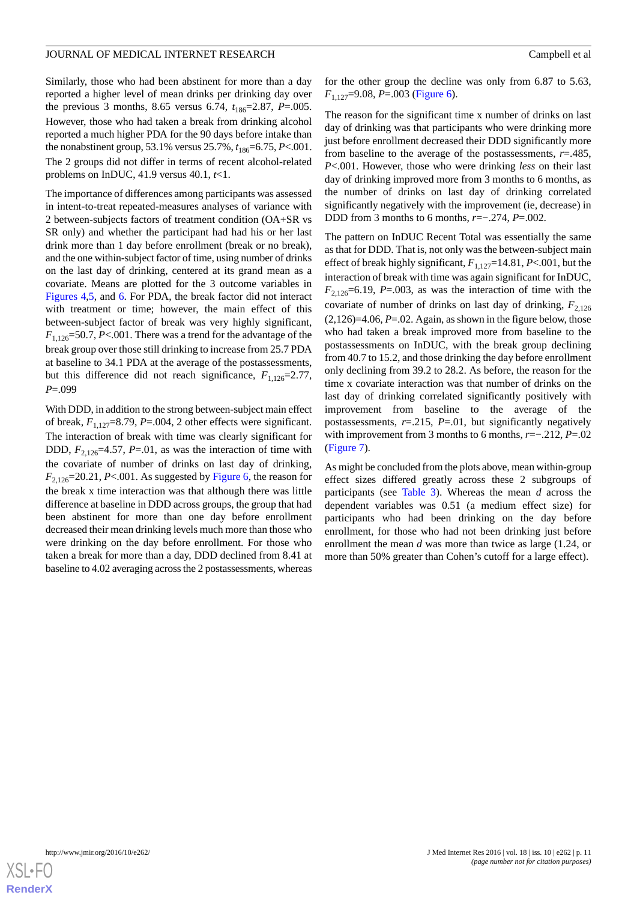Similarly, those who had been abstinent for more than a day reported a higher level of mean drinks per drinking day over the previous 3 months, 8.65 versus 6.74, $t_{186}$=2.87, *P*=.005. However, those who had taken a break from drinking alcohol reported a much higher PDA for the 90 days before intake than the nonabstinent group, 53.1% versus 25.7%, $t_{186}$=6.75, *P*<.001. The 2 groups did not differ in terms of recent alcohol-related problems on InDUC, 41.9 versus 40.1, *t*<1.

The importance of differences among participants was assessed in intent-to-treat repeated-measures analyses of variance with 2 between-subjects factors of treatment condition (OA+SR vs SR only) and whether the participant had had his or her last drink more than 1 day before enrollment (break or no break), and the one within-subject factor of time, using number of drinks on the last day of drinking, centered at its grand mean as a covariate. Means are plotted for the 3 outcome variables in Figures 4,5, and 6. For PDA, the break factor did not interact with treatment or time; however, the main effect of this between-subject factor of break was very highly significant, $F_{1,126}$=50.7, *P*<.001. There was a trend for the advantage of the break group over those still drinking to increase from 25.7 PDA at baseline to 34.1 PDA at the average of the postassessments, but this difference did not reach significance, $F_{1,126}$=2.77, *P*=.099

With DDD, in addition to the strong between-subject main effect of break, $F_{1,127}$=8.79, *P*=.004, 2 other effects were significant. The interaction of break with time was clearly significant for DDD, $F_{2,126}$=4.57, *P*=.01, as was the interaction of time with the covariate of number of drinks on last day of drinking, $F_{2,126}$=20.21, *P*<.001. As suggested by Figure 6, the reason for the break x time interaction was that although there was little difference at baseline in DDD across groups, the group that had been abstinent for more than one day before enrollment decreased their mean drinking levels much more than those who were drinking on the day before enrollment. For those who taken a break for more than a day, DDD declined from 8.41 at baseline to 4.02 averaging across the 2 postassessments, whereas for the other group the decline was only from 6.87 to 5.63, $F_{1,127}$=9.08, *P*=.003 (Figure 6).

The reason for the significant time x number of drinks on last day of drinking was that participants who were drinking more just before enrollment decreased their DDD significantly more from baseline to the average of the postassessments, *r*=.485, *P*<.001. However, those who were drinking *less* on their last day of drinking improved more from 3 months to 6 months, as the number of drinks on last day of drinking correlated significantly negatively with the improvement (ie, decrease) in DDD from 3 months to 6 months, *r*=−.274, *P*=.002.

The pattern on InDUC Recent Total was essentially the same as that for DDD. That is, not only was the between-subject main effect of break highly significant, $F_{1,127}$=14.81, *P*<.001, but the interaction of break with time was again significant for InDUC, $F_{2,126}$=6.19, *P*=.003, as was the interaction of time with the covariate of number of drinks on last day of drinking, $F_{2,126}$ (2,126)=4.06, *P*=.02. Again, as shown in the figure below, those who had taken a break improved more from baseline to the postassessments on InDUC, with the break group declining from 40.7 to 15.2, and those drinking the day before enrollment only declining from 39.2 to 28.2. As before, the reason for the time x covariate interaction was that number of drinks on the last day of drinking correlated significantly positively with improvement from baseline to the average of the postassessments, *r*=.215, *P*=.01, but significantly negatively with improvement from 3 months to 6 months, *r*=−.212, *P*=.02 (Figure 7).

As might be concluded from the plots above, mean within-group effect sizes differed greatly across these 2 subgroups of participants (see Table 3). Whereas the mean *d* across the dependent variables was 0.51 (a medium effect size) for participants who had been drinking on the day before enrollment, for those who had not been drinking just before enrollment the mean *d* was more than twice as large (1.24, or more than 50% greater than Cohen's cutoff for a large effect).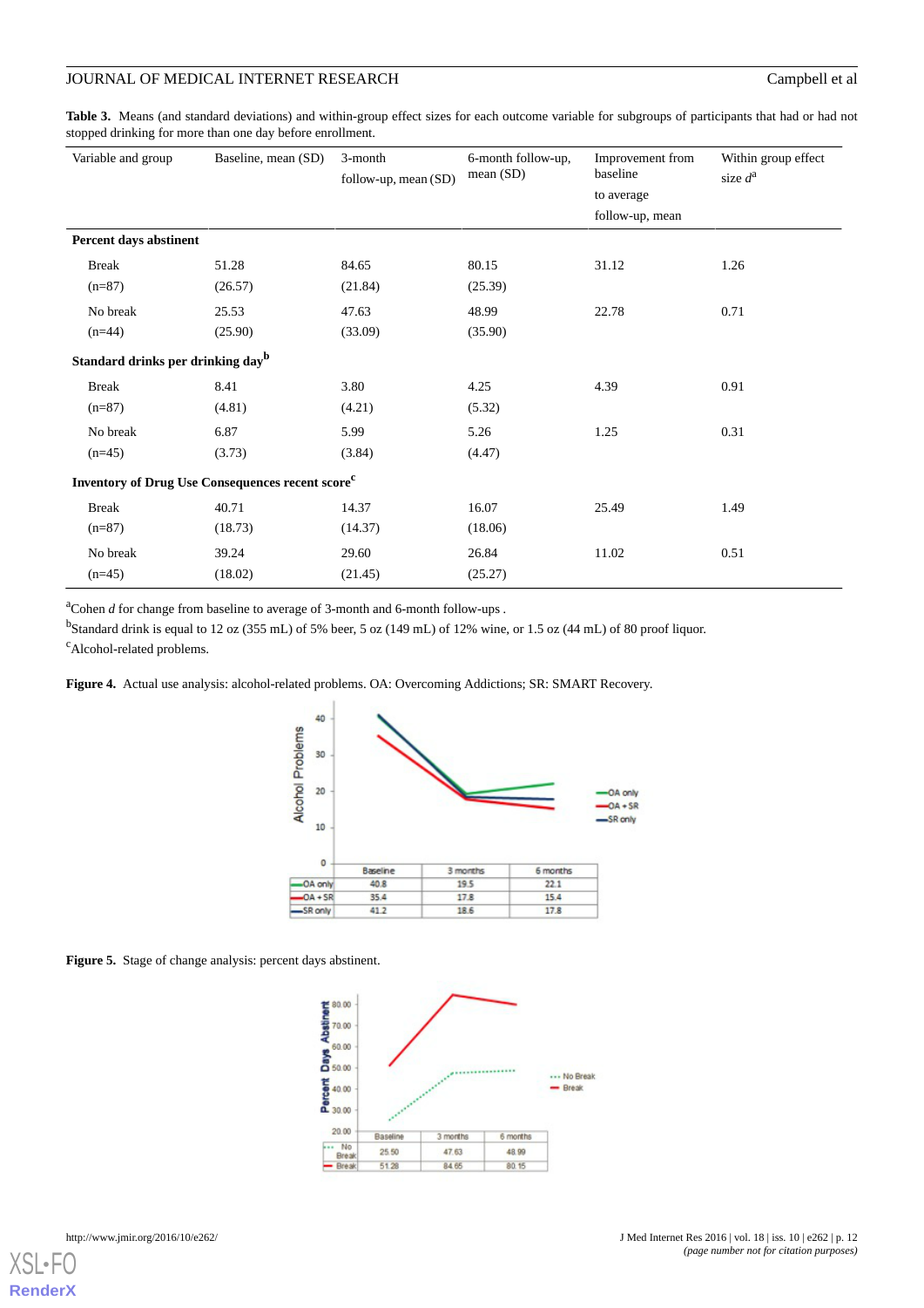**Table 3.** Means (and standard deviations) and within-group effect sizes for each outcome variable for subgroups of participants that had or had not stopped drinking for more than one day before enrollment.

| Variable and group | Baseline, mean (SD) | 3-month follow-up, mean (SD) | 6-month follow-up, mean (SD) | Improvement from baseline to average follow-up, mean | Within group effect size $d$[a] |
|---|---|---|---|---|---|
| **Percent days abstinent** | | | | | |
| Break (n=87) | 51.28 (26.57) | 84.65 (21.84) | 80.15 (25.39) | 31.12 | 1.26 |
| No break (n=44) | 25.53 (25.90) | 47.63 (33.09) | 48.99 (35.90) | 22.78 | 0.71 |
| **Standard drinks per drinking day**[b] | | | | | |
| Break (n=87) | 8.41 (4.81) | 3.80 (4.21) | 4.25 (5.32) | 4.39 | 0.91 |
| No break (n=45) | 6.87 (3.73) | 5.99 (3.84) | 5.26 (4.47) | 1.25 | 0.31 |
| **Inventory of Drug Use Consequences recent score**[c] | | | | | |
| Break (n=87) | 40.71 (18.73) | 14.37 (14.37) | 16.07 (18.06) | 25.49 | 1.49 |
| No break (n=45) | 39.24 (18.02) | 29.60 (21.45) | 26.84 (25.27) | 11.02 | 0.51 |

[a]Cohen $d$ for change from baseline to average of 3-month and 6-month follow-ups .

[b]Standard drink is equal to 12 oz (355 mL) of 5% beer, 5 oz (149 mL) of 12% wine, or 1.5 oz (44 mL) of 80 proof liquor.

[c]Alcohol-related problems.

**Figure 4.** Actual use analysis: alcohol-related problems. OA: Overcoming Addictions; SR: SMART Recovery.

| | Baseline | 3 months | 6 months |
|---|---|---|---|
| OA only | 40.8 | 19.5 | 22.1 |
| OA + SR | 35.4 | 17.8 | 15.4 |
| SR only | 41.2 | 18.6 | 17.8 |

**Figure 5.** Stage of change analysis: percent days abstinent.

| | Baseline | 3 months | 6 months |
|---|---|---|---|
| No Break | 25.50 | 47.63 | 48.99 |
| Break | 51.28 | 84.65 | 80.15 |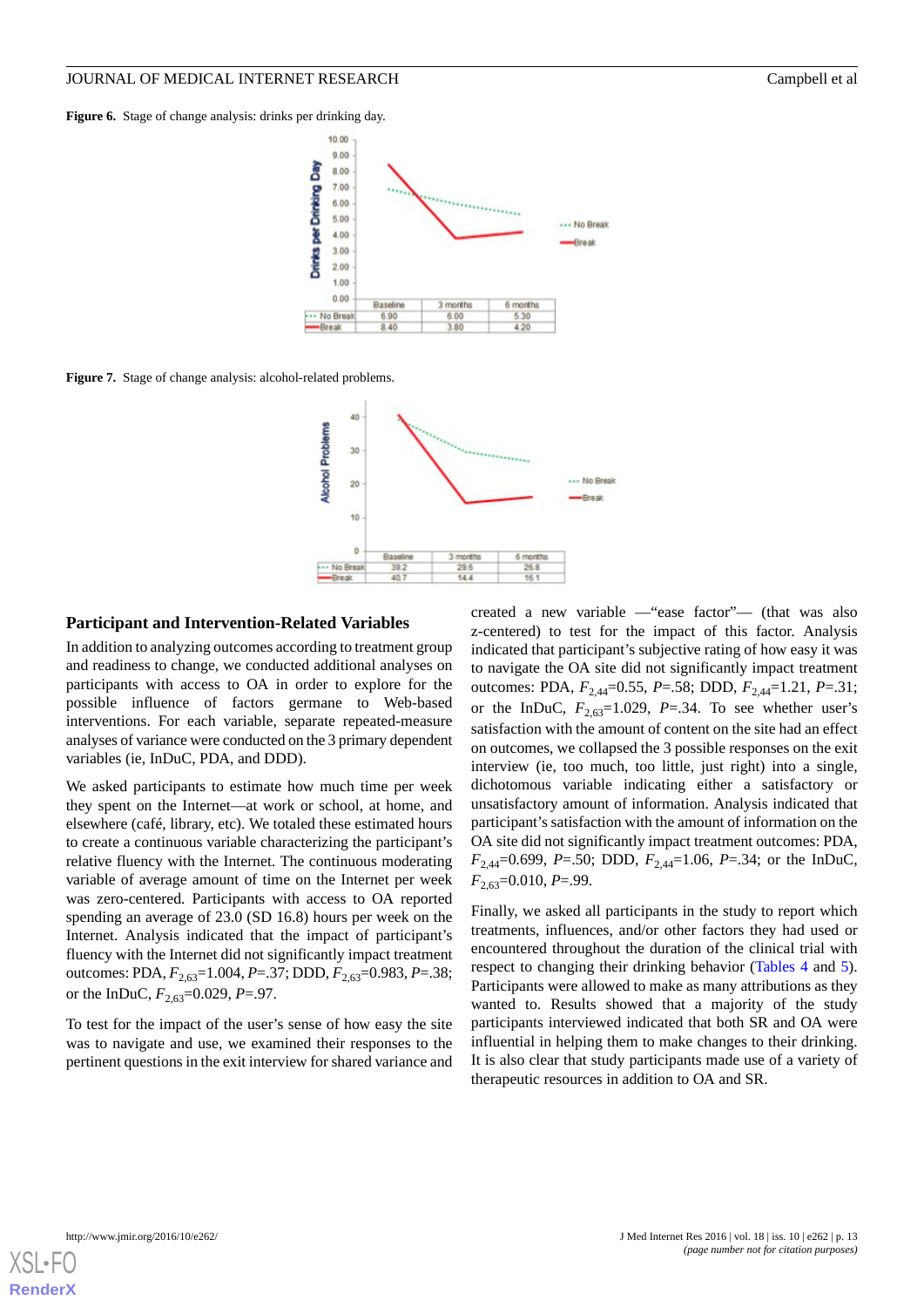**Figure 6.** Stage of change analysis: drinks per drinking day.

| | Baseline | 3 months | 6 months |
|---|---|---|---|
| No Break | 6.90 | 6.00 | 5.30 |
| Break | 8.40 | 3.80 | 4.20 |

**Figure 7.** Stage of change analysis: alcohol-related problems.

| | Baseline | 3 months | 6 months |
|---|---|---|---|
| No Break | 39.2 | 29.6 | 26.8 |
| Break | 40.7 | 14.4 | 16.1 |

### Participant and Intervention-Related Variables

In addition to analyzing outcomes according to treatment group and readiness to change, we conducted additional analyses on participants with access to OA in order to explore for the possible influence of factors germane to Web-based interventions. For each variable, separate repeated-measure analyses of variance were conducted on the 3 primary dependent variables (ie, InDuC, PDA, and DDD).

We asked participants to estimate how much time per week they spent on the Internet—at work or school, at home, and elsewhere (café, library, etc). We totaled these estimated hours to create a continuous variable characterizing the participant's relative fluency with the Internet. The continuous moderating variable of average amount of time on the Internet per week was zero-centered. Participants with access to OA reported spending an average of 23.0 (SD 16.8) hours per week on the Internet. Analysis indicated that the impact of participant's fluency with the Internet did not significantly impact treatment outcomes: PDA, $F_{2,63}$=1.004, $P$=.37; DDD, $F_{2,63}$=0.983, $P$=.38; or the InDuC, $F_{2,63}$=0.029, $P$=.97.

To test for the impact of the user's sense of how easy the site was to navigate and use, we examined their responses to the pertinent questions in the exit interview for shared variance and created a new variable —"ease factor"— (that was also z-centered) to test for the impact of this factor. Analysis indicated that participant's subjective rating of how easy it was to navigate the OA site did not significantly impact treatment outcomes: PDA, $F_{2,44}$=0.55, $P$=.58; DDD, $F_{2,44}$=1.21, $P$=.31; or the InDuC, $F_{2,63}$=1.029, $P$=.34. To see whether user's satisfaction with the amount of content on the site had an effect on outcomes, we collapsed the 3 possible responses on the exit interview (ie, too much, too little, just right) into a single, dichotomous variable indicating either a satisfactory or unsatisfactory amount of information. Analysis indicated that participant's satisfaction with the amount of information on the OA site did not significantly impact treatment outcomes: PDA, $F_{2,44}$=0.699, $P$=.50; DDD, $F_{2,44}$=1.06, $P$=.34; or the InDuC, $F_{2,63}$=0.010, $P$=.99.

Finally, we asked all participants in the study to report which treatments, influences, and/or other factors they had used or encountered throughout the duration of the clinical trial with respect to changing their drinking behavior (Tables 4 and 5). Participants were allowed to make as many attributions as they wanted to. Results showed that a majority of the study participants interviewed indicated that both SR and OA were influential in helping them to make changes to their drinking. It is also clear that study participants made use of a variety of therapeutic resources in addition to OA and SR.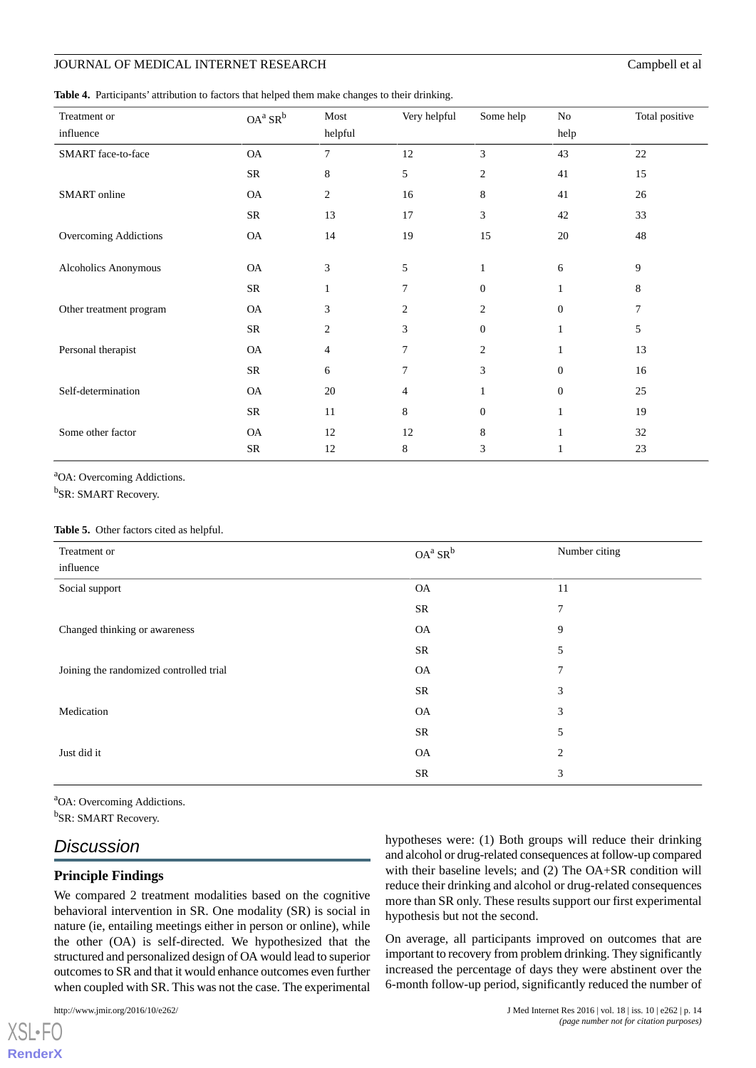**Table 4.** Participants' attribution to factors that helped them make changes to their drinking.

| Treatment or influence | OA[a] SR[b] | Most helpful | Very helpful | Some help | No help | Total positive |
|---|---|---|---|---|---|---|
| SMART face-to-face | OA | 7 | 12 | 3 | 43 | 22 |
| | SR | 8 | 5 | 2 | 41 | 15 |
| SMART online | OA | 2 | 16 | 8 | 41 | 26 |
| | SR | 13 | 17 | 3 | 42 | 33 |
| Overcoming Addictions | OA | 14 | 19 | 15 | 20 | 48 |
| Alcoholics Anonymous | OA | 3 | 5 | 1 | 6 | 9 |
| | SR | 1 | 7 | 0 | 1 | 8 |
| Other treatment program | OA | 3 | 2 | 2 | 0 | 7 |
| | SR | 2 | 3 | 0 | 1 | 5 |
| Personal therapist | OA | 4 | 7 | 2 | 1 | 13 |
| | SR | 6 | 7 | 3 | 0 | 16 |
| Self-determination | OA | 20 | 4 | 1 | 0 | 25 |
| | SR | 11 | 8 | 0 | 1 | 19 |
| Some other factor | OA | 12 | 12 | 8 | 1 | 32 |
| | SR | 12 | 8 | 3 | 1 | 23 |

[a]OA: Overcoming Addictions.

[b]SR: SMART Recovery.

**Table 5.** Other factors cited as helpful.

| Treatment or influence | OA[a] SR[b] | Number citing |
|---|---|---|
| Social support | OA | 11 |
| | SR | 7 |
| Changed thinking or awareness | OA | 9 |
| | SR | 5 |
| Joining the randomized controlled trial | OA | 7 |
| | SR | 3 |
| Medication | OA | 3 |
| | SR | 5 |
| Just did it | OA | 2 |
| | SR | 3 |

[a]OA: Overcoming Addictions.

[b]SR: SMART Recovery.

## Discussion

### Principle Findings

We compared 2 treatment modalities based on the cognitive behavioral intervention in SR. One modality (SR) is social in nature (ie, entailing meetings either in person or online), while the other (OA) is self-directed. We hypothesized that the structured and personalized design of OA would lead to superior outcomes to SR and that it would enhance outcomes even further when coupled with SR. This was not the case. The experimental hypotheses were: (1) Both groups will reduce their drinking and alcohol or drug-related consequences at follow-up compared with their baseline levels; and (2) The OA+SR condition will reduce their drinking and alcohol or drug-related consequences more than SR only. These results support our first experimental hypothesis but not the second.

On average, all participants improved on outcomes that are important to recovery from problem drinking. They significantly increased the percentage of days they were abstinent over the 6-month follow-up period, significantly reduced the number of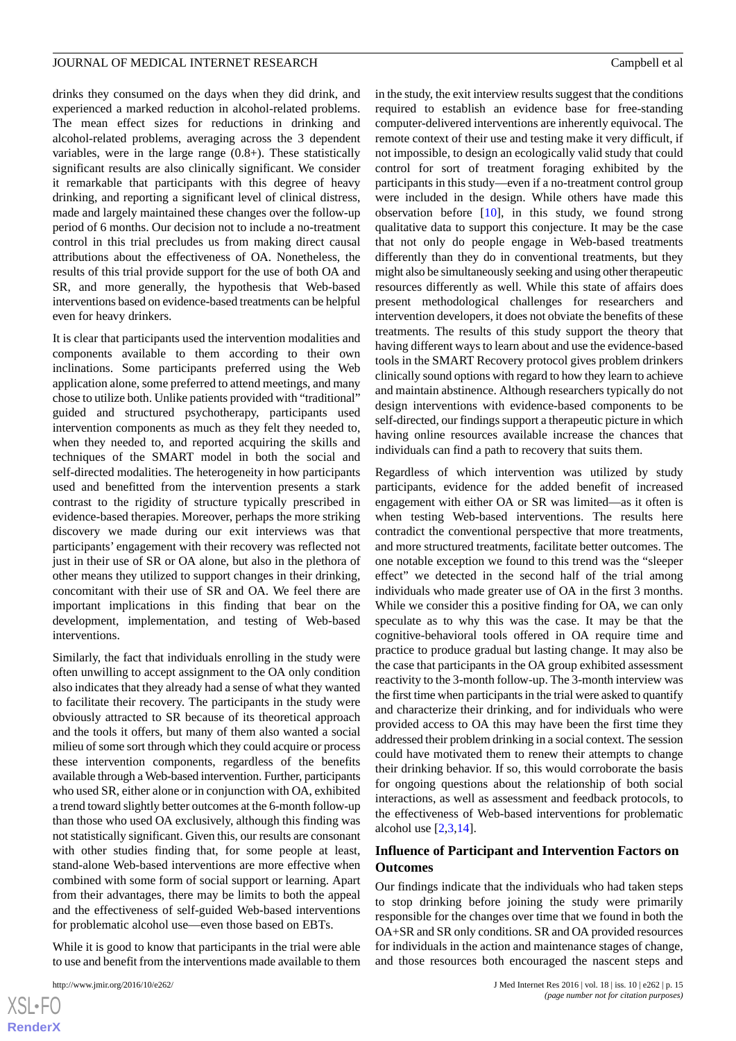drinks they consumed on the days when they did drink, and experienced a marked reduction in alcohol-related problems. The mean effect sizes for reductions in drinking and alcohol-related problems, averaging across the 3 dependent variables, were in the large range (0.8+). These statistically significant results are also clinically significant. We consider it remarkable that participants with this degree of heavy drinking, and reporting a significant level of clinical distress, made and largely maintained these changes over the follow-up period of 6 months. Our decision not to include a no-treatment control in this trial precludes us from making direct causal attributions about the effectiveness of OA. Nonetheless, the results of this trial provide support for the use of both OA and SR, and more generally, the hypothesis that Web-based interventions based on evidence-based treatments can be helpful even for heavy drinkers.

It is clear that participants used the intervention modalities and components available to them according to their own inclinations. Some participants preferred using the Web application alone, some preferred to attend meetings, and many chose to utilize both. Unlike patients provided with "traditional" guided and structured psychotherapy, participants used intervention components as much as they felt they needed to, when they needed to, and reported acquiring the skills and techniques of the SMART model in both the social and self-directed modalities. The heterogeneity in how participants used and benefitted from the intervention presents a stark contrast to the rigidity of structure typically prescribed in evidence-based therapies. Moreover, perhaps the more striking discovery we made during our exit interviews was that participants' engagement with their recovery was reflected not just in their use of SR or OA alone, but also in the plethora of other means they utilized to support changes in their drinking, concomitant with their use of SR and OA. We feel there are important implications in this finding that bear on the development, implementation, and testing of Web-based interventions.

Similarly, the fact that individuals enrolling in the study were often unwilling to accept assignment to the OA only condition also indicates that they already had a sense of what they wanted to facilitate their recovery. The participants in the study were obviously attracted to SR because of its theoretical approach and the tools it offers, but many of them also wanted a social milieu of some sort through which they could acquire or process these intervention components, regardless of the benefits available through a Web-based intervention. Further, participants who used SR, either alone or in conjunction with OA, exhibited a trend toward slightly better outcomes at the 6-month follow-up than those who used OA exclusively, although this finding was not statistically significant. Given this, our results are consonant with other studies finding that, for some people at least, stand-alone Web-based interventions are more effective when combined with some form of social support or learning. Apart from their advantages, there may be limits to both the appeal and the effectiveness of self-guided Web-based interventions for problematic alcohol use—even those based on EBTs.

While it is good to know that participants in the trial were able to use and benefit from the interventions made available to them in the study, the exit interview results suggest that the conditions required to establish an evidence base for free-standing computer-delivered interventions are inherently equivocal. The remote context of their use and testing make it very difficult, if not impossible, to design an ecologically valid study that could control for sort of treatment foraging exhibited by the participants in this study—even if a no-treatment control group were included in the design. While others have made this observation before [10], in this study, we found strong qualitative data to support this conjecture. It may be the case that not only do people engage in Web-based treatments differently than they do in conventional treatments, but they might also be simultaneously seeking and using other therapeutic resources differently as well. While this state of affairs does present methodological challenges for researchers and intervention developers, it does not obviate the benefits of these treatments. The results of this study support the theory that having different ways to learn about and use the evidence-based tools in the SMART Recovery protocol gives problem drinkers clinically sound options with regard to how they learn to achieve and maintain abstinence. Although researchers typically do not design interventions with evidence-based components to be self-directed, our findings support a therapeutic picture in which having online resources available increase the chances that individuals can find a path to recovery that suits them.

Regardless of which intervention was utilized by study participants, evidence for the added benefit of increased engagement with either OA or SR was limited—as it often is when testing Web-based interventions. The results here contradict the conventional perspective that more treatments, and more structured treatments, facilitate better outcomes. The one notable exception we found to this trend was the "sleeper effect" we detected in the second half of the trial among individuals who made greater use of OA in the first 3 months. While we consider this a positive finding for OA, we can only speculate as to why this was the case. It may be that the cognitive-behavioral tools offered in OA require time and practice to produce gradual but lasting change. It may also be the case that participants in the OA group exhibited assessment reactivity to the 3-month follow-up. The 3-month interview was the first time when participants in the trial were asked to quantify and characterize their drinking, and for individuals who were provided access to OA this may have been the first time they addressed their problem drinking in a social context. The session could have motivated them to renew their attempts to change their drinking behavior. If so, this would corroborate the basis for ongoing questions about the relationship of both social interactions, as well as assessment and feedback protocols, to the effectiveness of Web-based interventions for problematic alcohol use [2,3,14].

### Influence of Participant and Intervention Factors on Outcomes

Our findings indicate that the individuals who had taken steps to stop drinking before joining the study were primarily responsible for the changes over time that we found in both the OA+SR and SR only conditions. SR and OA provided resources for individuals in the action and maintenance stages of change, and those resources both encouraged the nascent steps and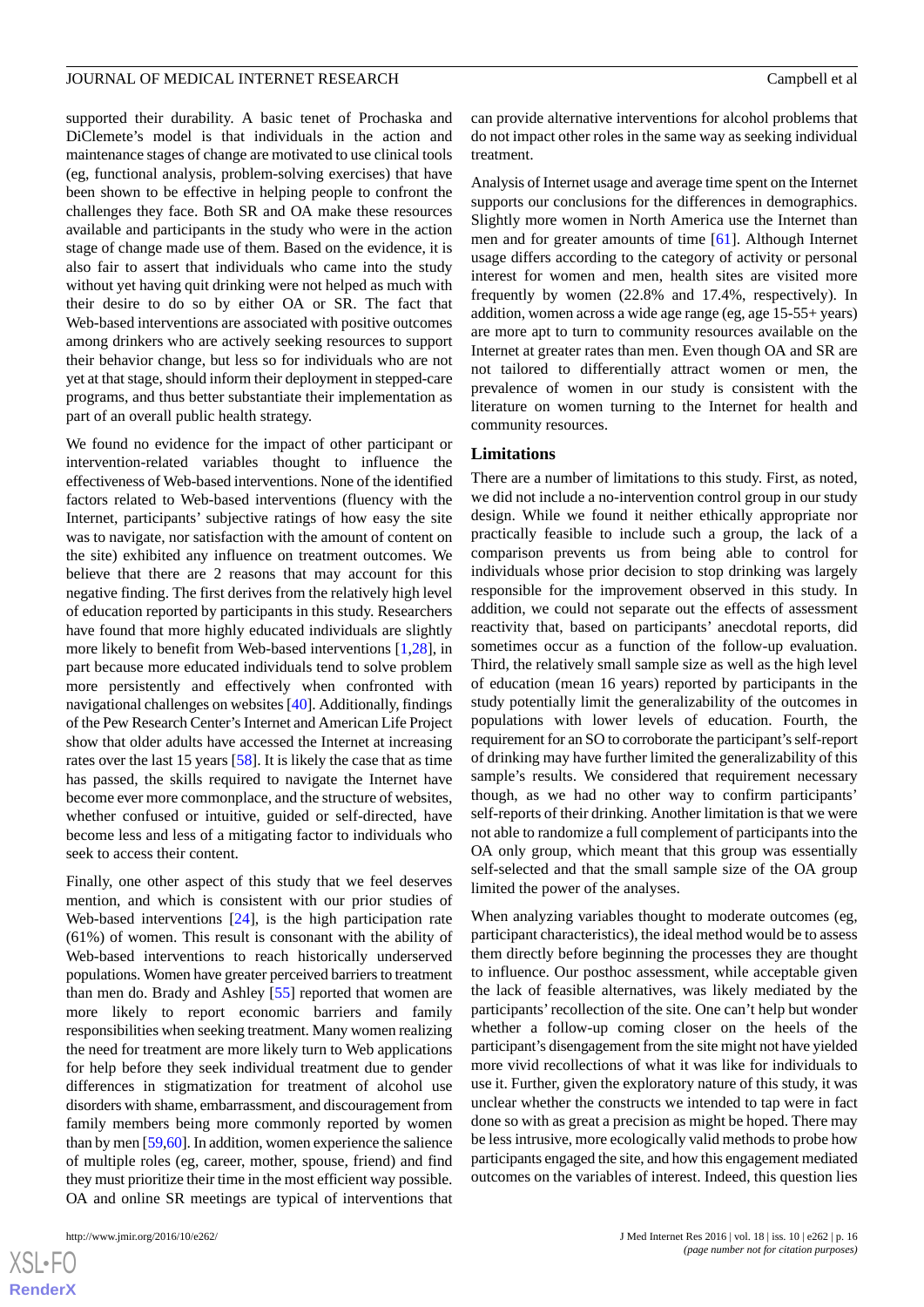supported their durability. A basic tenet of Prochaska and DiClemete's model is that individuals in the action and maintenance stages of change are motivated to use clinical tools (eg, functional analysis, problem-solving exercises) that have been shown to be effective in helping people to confront the challenges they face. Both SR and OA make these resources available and participants in the study who were in the action stage of change made use of them. Based on the evidence, it is also fair to assert that individuals who came into the study without yet having quit drinking were not helped as much with their desire to do so by either OA or SR. The fact that Web-based interventions are associated with positive outcomes among drinkers who are actively seeking resources to support their behavior change, but less so for individuals who are not yet at that stage, should inform their deployment in stepped-care programs, and thus better substantiate their implementation as part of an overall public health strategy.

We found no evidence for the impact of other participant or intervention-related variables thought to influence the effectiveness of Web-based interventions. None of the identified factors related to Web-based interventions (fluency with the Internet, participants' subjective ratings of how easy the site was to navigate, nor satisfaction with the amount of content on the site) exhibited any influence on treatment outcomes. We believe that there are 2 reasons that may account for this negative finding. The first derives from the relatively high level of education reported by participants in this study. Researchers have found that more highly educated individuals are slightly more likely to benefit from Web-based interventions [1,28], in part because more educated individuals tend to solve problem more persistently and effectively when confronted with navigational challenges on websites [40]. Additionally, findings of the Pew Research Center's Internet and American Life Project show that older adults have accessed the Internet at increasing rates over the last 15 years [58]. It is likely the case that as time has passed, the skills required to navigate the Internet have become ever more commonplace, and the structure of websites, whether confused or intuitive, guided or self-directed, have become less and less of a mitigating factor to individuals who seek to access their content.

Finally, one other aspect of this study that we feel deserves mention, and which is consistent with our prior studies of Web-based interventions [24], is the high participation rate (61%) of women. This result is consonant with the ability of Web-based interventions to reach historically underserved populations. Women have greater perceived barriers to treatment than men do. Brady and Ashley [55] reported that women are more likely to report economic barriers and family responsibilities when seeking treatment. Many women realizing the need for treatment are more likely turn to Web applications for help before they seek individual treatment due to gender differences in stigmatization for treatment of alcohol use disorders with shame, embarrassment, and discouragement from family members being more commonly reported by women than by men [59,60]. In addition, women experience the salience of multiple roles (eg, career, mother, spouse, friend) and find they must prioritize their time in the most efficient way possible. OA and online SR meetings are typical of interventions that can provide alternative interventions for alcohol problems that do not impact other roles in the same way as seeking individual treatment.

Analysis of Internet usage and average time spent on the Internet supports our conclusions for the differences in demographics. Slightly more women in North America use the Internet than men and for greater amounts of time [61]. Although Internet usage differs according to the category of activity or personal interest for women and men, health sites are visited more frequently by women (22.8% and 17.4%, respectively). In addition, women across a wide age range (eg, age 15-55+ years) are more apt to turn to community resources available on the Internet at greater rates than men. Even though OA and SR are not tailored to differentially attract women or men, the prevalence of women in our study is consistent with the literature on women turning to the Internet for health and community resources.

## Limitations

There are a number of limitations to this study. First, as noted, we did not include a no-intervention control group in our study design. While we found it neither ethically appropriate nor practically feasible to include such a group, the lack of a comparison prevents us from being able to control for individuals whose prior decision to stop drinking was largely responsible for the improvement observed in this study. In addition, we could not separate out the effects of assessment reactivity that, based on participants' anecdotal reports, did sometimes occur as a function of the follow-up evaluation. Third, the relatively small sample size as well as the high level of education (mean 16 years) reported by participants in the study potentially limit the generalizability of the outcomes in populations with lower levels of education. Fourth, the requirement for an SO to corroborate the participant's self-report of drinking may have further limited the generalizability of this sample's results. We considered that requirement necessary though, as we had no other way to confirm participants' self-reports of their drinking. Another limitation is that we were not able to randomize a full complement of participants into the OA only group, which meant that this group was essentially self-selected and that the small sample size of the OA group limited the power of the analyses.

When analyzing variables thought to moderate outcomes (eg, participant characteristics), the ideal method would be to assess them directly before beginning the processes they are thought to influence. Our posthoc assessment, while acceptable given the lack of feasible alternatives, was likely mediated by the participants' recollection of the site. One can't help but wonder whether a follow-up coming closer on the heels of the participant's disengagement from the site might not have yielded more vivid recollections of what it was like for individuals to use it. Further, given the exploratory nature of this study, it was unclear whether the constructs we intended to tap were in fact done so with as great a precision as might be hoped. There may be less intrusive, more ecologically valid methods to probe how participants engaged the site, and how this engagement mediated outcomes on the variables of interest. Indeed, this question lies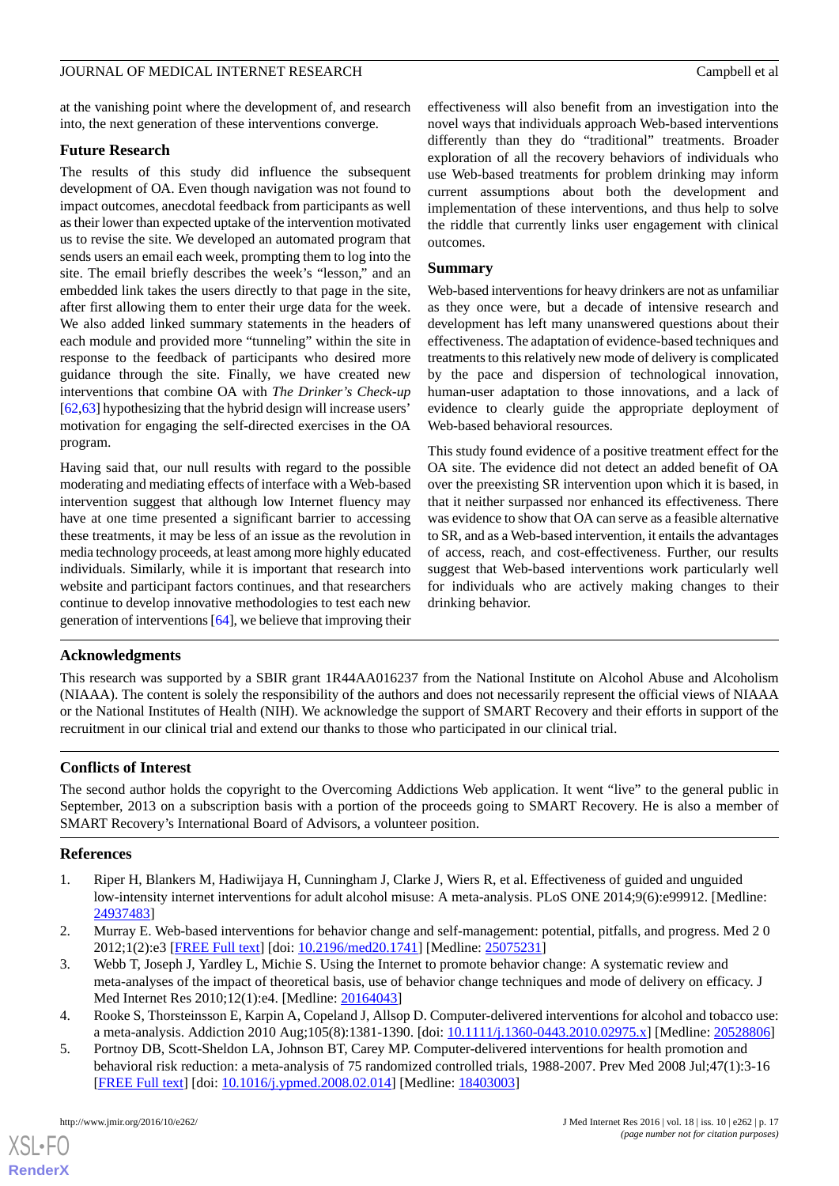at the vanishing point where the development of, and research into, the next generation of these interventions converge.

### Future Research

The results of this study did influence the subsequent development of OA. Even though navigation was not found to impact outcomes, anecdotal feedback from participants as well as their lower than expected uptake of the intervention motivated us to revise the site. We developed an automated program that sends users an email each week, prompting them to log into the site. The email briefly describes the week's "lesson," and an embedded link takes the users directly to that page in the site, after first allowing them to enter their urge data for the week. We also added linked summary statements in the headers of each module and provided more "tunneling" within the site in response to the feedback of participants who desired more guidance through the site. Finally, we have created new interventions that combine OA with *The Drinker's Check-up* [62,63] hypothesizing that the hybrid design will increase users' motivation for engaging the self-directed exercises in the OA program.

Having said that, our null results with regard to the possible moderating and mediating effects of interface with a Web-based intervention suggest that although low Internet fluency may have at one time presented a significant barrier to accessing these treatments, it may be less of an issue as the revolution in media technology proceeds, at least among more highly educated individuals. Similarly, while it is important that research into website and participant factors continues, and that researchers continue to develop innovative methodologies to test each new generation of interventions [64], we believe that improving their effectiveness will also benefit from an investigation into the novel ways that individuals approach Web-based interventions differently than they do "traditional" treatments. Broader exploration of all the recovery behaviors of individuals who use Web-based treatments for problem drinking may inform current assumptions about both the development and implementation of these interventions, and thus help to solve the riddle that currently links user engagement with clinical outcomes.

### Summary

Web-based interventions for heavy drinkers are not as unfamiliar as they once were, but a decade of intensive research and development has left many unanswered questions about their effectiveness. The adaptation of evidence-based techniques and treatments to this relatively new mode of delivery is complicated by the pace and dispersion of technological innovation, human-user adaptation to those innovations, and a lack of evidence to clearly guide the appropriate deployment of Web-based behavioral resources.

This study found evidence of a positive treatment effect for the OA site. The evidence did not detect an added benefit of OA over the preexisting SR intervention upon which it is based, in that it neither surpassed nor enhanced its effectiveness. There was evidence to show that OA can serve as a feasible alternative to SR, and as a Web-based intervention, it entails the advantages of access, reach, and cost-effectiveness. Further, our results suggest that Web-based interventions work particularly well for individuals who are actively making changes to their drinking behavior.

## Acknowledgments

This research was supported by a SBIR grant 1R44AA016237 from the National Institute on Alcohol Abuse and Alcoholism (NIAAA). The content is solely the responsibility of the authors and does not necessarily represent the official views of NIAAA or the National Institutes of Health (NIH). We acknowledge the support of SMART Recovery and their efforts in support of the recruitment in our clinical trial and extend our thanks to those who participated in our clinical trial.

## Conflicts of Interest

The second author holds the copyright to the Overcoming Addictions Web application. It went "live" to the general public in September, 2013 on a subscription basis with a portion of the proceeds going to SMART Recovery. He is also a member of SMART Recovery's International Board of Advisors, a volunteer position.

## References

1. Riper H, Blankers M, Hadiwijaya H, Cunningham J, Clarke J, Wiers R, et al. Effectiveness of guided and unguided low-intensity internet interventions for adult alcohol misuse: A meta-analysis. PLoS ONE 2014;9(6):e99912. [Medline: 24937483]
2. Murray E. Web-based interventions for behavior change and self-management: potential, pitfalls, and progress. Med 2 0 2012;1(2):e3 [FREE Full text] [doi: 10.2196/med20.1741] [Medline: 25075231]
3. Webb T, Joseph J, Yardley L, Michie S. Using the Internet to promote behavior change: A systematic review and meta-analyses of the impact of theoretical basis, use of behavior change techniques and mode of delivery on efficacy. J Med Internet Res 2010;12(1):e4. [Medline: 20164043]
4. Rooke S, Thorsteinsson E, Karpin A, Copeland J, Allsop D. Computer-delivered interventions for alcohol and tobacco use: a meta-analysis. Addiction 2010 Aug;105(8):1381-1390. [doi: 10.1111/j.1360-0443.2010.02975.x] [Medline: 20528806]
5. Portnoy DB, Scott-Sheldon LA, Johnson BT, Carey MP. Computer-delivered interventions for health promotion and behavioral risk reduction: a meta-analysis of 75 randomized controlled trials, 1988-2007. Prev Med 2008 Jul;47(1):3-16 [FREE Full text] [doi: 10.1016/j.ypmed.2008.02.014] [Medline: 18403003]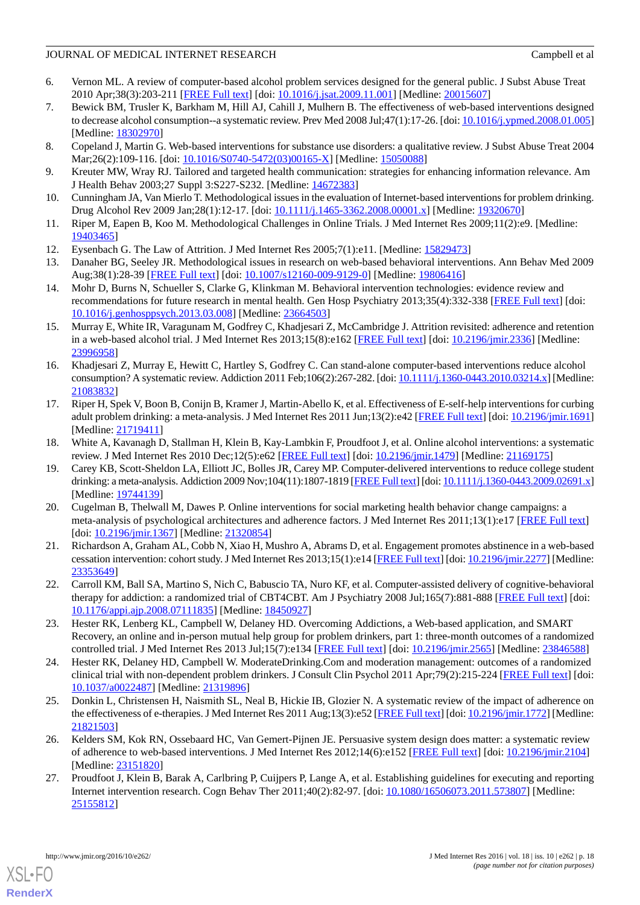6. Vernon ML. A review of computer-based alcohol problem services designed for the general public. J Subst Abuse Treat 2010 Apr;38(3):203-211 [FREE Full text] [doi: 10.1016/j.jsat.2009.11.001] [Medline: 20015607]
7. Bewick BM, Trusler K, Barkham M, Hill AJ, Cahill J, Mulhern B. The effectiveness of web-based interventions designed to decrease alcohol consumption--a systematic review. Prev Med 2008 Jul;47(1):17-26. [doi: 10.1016/j.ypmed.2008.01.005] [Medline: 18302970]
8. Copeland J, Martin G. Web-based interventions for substance use disorders: a qualitative review. J Subst Abuse Treat 2004 Mar;26(2):109-116. [doi: 10.1016/S0740-5472(03)00165-X] [Medline: 15050088]
9. Kreuter MW, Wray RJ. Tailored and targeted health communication: strategies for enhancing information relevance. Am J Health Behav 2003;27 Suppl 3:S227-S232. [Medline: 14672383]
10. Cunningham JA, Van Mierlo T. Methodological issues in the evaluation of Internet-based interventions for problem drinking. Drug Alcohol Rev 2009 Jan;28(1):12-17. [doi: 10.1111/j.1465-3362.2008.00001.x] [Medline: 19320670]
11. Riper M, Eapen B, Koo M. Methodological Challenges in Online Trials. J Med Internet Res 2009;11(2):e9. [Medline: 19403465]
12. Eysenbach G. The Law of Attrition. J Med Internet Res 2005;7(1):e11. [Medline: 15829473]
13. Danaher BG, Seeley JR. Methodological issues in research on web-based behavioral interventions. Ann Behav Med 2009 Aug;38(1):28-39 [FREE Full text] [doi: 10.1007/s12160-009-9129-0] [Medline: 19806416]
14. Mohr D, Burns N, Schueller S, Clarke G, Klinkman M. Behavioral intervention technologies: evidence review and recommendations for future research in mental health. Gen Hosp Psychiatry 2013;35(4):332-338 [FREE Full text] [doi: 10.1016/j.genhosppsych.2013.03.008] [Medline: 23664503]
15. Murray E, White IR, Varagunam M, Godfrey C, Khadjesari Z, McCambridge J. Attrition revisited: adherence and retention in a web-based alcohol trial. J Med Internet Res 2013;15(8):e162 [FREE Full text] [doi: 10.2196/jmir.2336] [Medline: 23996958]
16. Khadjesari Z, Murray E, Hewitt C, Hartley S, Godfrey C. Can stand-alone computer-based interventions reduce alcohol consumption? A systematic review. Addiction 2011 Feb;106(2):267-282. [doi: 10.1111/j.1360-0443.2010.03214.x] [Medline: 21083832]
17. Riper H, Spek V, Boon B, Conijn B, Kramer J, Martin-Abello K, et al. Effectiveness of E-self-help interventions for curbing adult problem drinking: a meta-analysis. J Med Internet Res 2011 Jun;13(2):e42 [FREE Full text] [doi: 10.2196/jmir.1691] [Medline: 21719411]
18. White A, Kavanagh D, Stallman H, Klein B, Kay-Lambkin F, Proudfoot J, et al. Online alcohol interventions: a systematic review. J Med Internet Res 2010 Dec;12(5):e62 [FREE Full text] [doi: 10.2196/jmir.1479] [Medline: 21169175]
19. Carey KB, Scott-Sheldon LA, Elliott JC, Bolles JR, Carey MP. Computer-delivered interventions to reduce college student drinking: a meta-analysis. Addiction 2009 Nov;104(11):1807-1819 [FREE Full text] [doi: 10.1111/j.1360-0443.2009.02691.x] [Medline: 19744139]
20. Cugelman B, Thelwall M, Dawes P. Online interventions for social marketing health behavior change campaigns: a meta-analysis of psychological architectures and adherence factors. J Med Internet Res 2011;13(1):e17 [FREE Full text] [doi: 10.2196/jmir.1367] [Medline: 21320854]
21. Richardson A, Graham AL, Cobb N, Xiao H, Mushro A, Abrams D, et al. Engagement promotes abstinence in a web-based cessation intervention: cohort study. J Med Internet Res 2013;15(1):e14 [FREE Full text] [doi: 10.2196/jmir.2277] [Medline: 23353649]
22. Carroll KM, Ball SA, Martino S, Nich C, Babuscio TA, Nuro KF, et al. Computer-assisted delivery of cognitive-behavioral therapy for addiction: a randomized trial of CBT4CBT. Am J Psychiatry 2008 Jul;165(7):881-888 [FREE Full text] [doi: 10.1176/appi.ajp.2008.07111835] [Medline: 18450927]
23. Hester RK, Lenberg KL, Campbell W, Delaney HD. Overcoming Addictions, a Web-based application, and SMART Recovery, an online and in-person mutual help group for problem drinkers, part 1: three-month outcomes of a randomized controlled trial. J Med Internet Res 2013 Jul;15(7):e134 [FREE Full text] [doi: 10.2196/jmir.2565] [Medline: 23846588]
24. Hester RK, Delaney HD, Campbell W. ModerateDrinking.Com and moderation management: outcomes of a randomized clinical trial with non-dependent problem drinkers. J Consult Clin Psychol 2011 Apr;79(2):215-224 [FREE Full text] [doi: 10.1037/a0022487] [Medline: 21319896]
25. Donkin L, Christensen H, Naismith SL, Neal B, Hickie IB, Glozier N. A systematic review of the impact of adherence on the effectiveness of e-therapies. J Med Internet Res 2011 Aug;13(3):e52 [FREE Full text] [doi: 10.2196/jmir.1772] [Medline: 21821503]
26. Kelders SM, Kok RN, Ossebaard HC, Van Gemert-Pijnen JE. Persuasive system design does matter: a systematic review of adherence to web-based interventions. J Med Internet Res 2012;14(6):e152 [FREE Full text] [doi: 10.2196/jmir.2104] [Medline: 23151820]
27. Proudfoot J, Klein B, Barak A, Carlbring P, Cuijpers P, Lange A, et al. Establishing guidelines for executing and reporting Internet intervention research. Cogn Behav Ther 2011;40(2):82-97. [doi: 10.1080/16506073.2011.573807] [Medline: 25155812]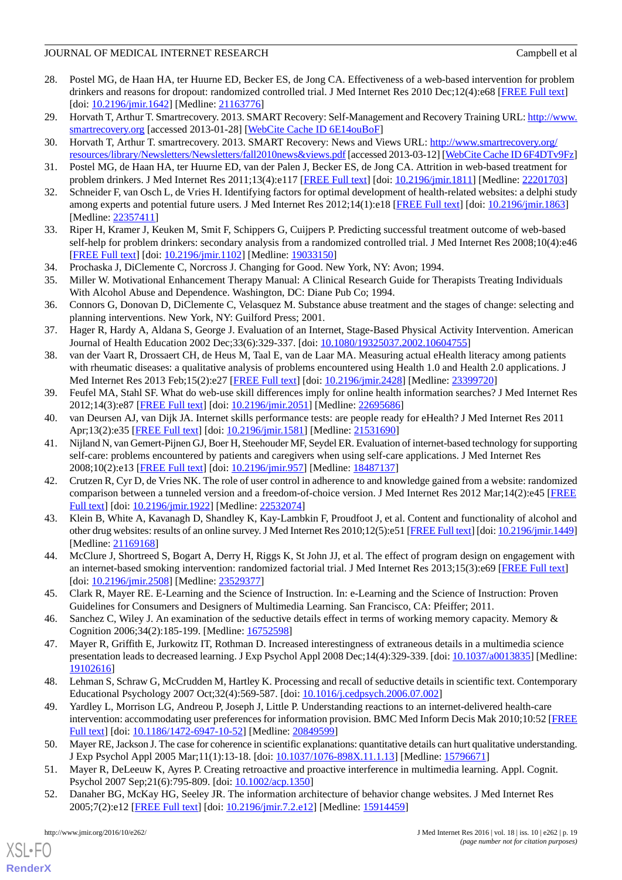28. Postel MG, de Haan HA, ter Huurne ED, Becker ES, de Jong CA. Effectiveness of a web-based intervention for problem drinkers and reasons for dropout: randomized controlled trial. J Med Internet Res 2010 Dec;12(4):e68 [FREE Full text] [doi: 10.2196/jmir.1642] [Medline: 21163776]
29. Horvath T, Arthur T. Smartrecovery. 2013. SMART Recovery: Self-Management and Recovery Training URL: http://www.smartrecovery.org [accessed 2013-01-28] [WebCite Cache ID 6E14ouBoF]
30. Horvath T, Arthur T. smartrecovery. 2013. SMART Recovery: News and Views URL: http://www.smartrecovery.org/resources/library/Newsletters/Newsletters/fall2010news&views.pdf [accessed 2013-03-12] [WebCite Cache ID 6F4DTv9Fz]
31. Postel MG, de Haan HA, ter Huurne ED, van der Palen J, Becker ES, de Jong CA. Attrition in web-based treatment for problem drinkers. J Med Internet Res 2011;13(4):e117 [FREE Full text] [doi: 10.2196/jmir.1811] [Medline: 22201703]
32. Schneider F, van Osch L, de Vries H. Identifying factors for optimal development of health-related websites: a delphi study among experts and potential future users. J Med Internet Res 2012;14(1):e18 [FREE Full text] [doi: 10.2196/jmir.1863] [Medline: 22357411]
33. Riper H, Kramer J, Keuken M, Smit F, Schippers G, Cuijpers P. Predicting successful treatment outcome of web-based self-help for problem drinkers: secondary analysis from a randomized controlled trial. J Med Internet Res 2008;10(4):e46 [FREE Full text] [doi: 10.2196/jmir.1102] [Medline: 19033150]
34. Prochaska J, DiClemente C, Norcross J. Changing for Good. New York, NY: Avon; 1994.
35. Miller W. Motivational Enhancement Therapy Manual: A Clinical Research Guide for Therapists Treating Individuals With Alcohol Abuse and Dependence. Washington, DC: Diane Pub Co; 1994.
36. Connors G, Donovan D, DiClemente C, Velasquez M. Substance abuse treatment and the stages of change: selecting and planning interventions. New York, NY: Guilford Press; 2001.
37. Hager R, Hardy A, Aldana S, George J. Evaluation of an Internet, Stage-Based Physical Activity Intervention. American Journal of Health Education 2002 Dec;33(6):329-337. [doi: 10.1080/19325037.2002.10604755]
38. van der Vaart R, Drossaert CH, de Heus M, Taal E, van de Laar MA. Measuring actual eHealth literacy among patients with rheumatic diseases: a qualitative analysis of problems encountered using Health 1.0 and Health 2.0 applications. J Med Internet Res 2013 Feb;15(2):e27 [FREE Full text] [doi: 10.2196/jmir.2428] [Medline: 23399720]
39. Feufel MA, Stahl SF. What do web-use skill differences imply for online health information searches? J Med Internet Res 2012;14(3):e87 [FREE Full text] [doi: 10.2196/jmir.2051] [Medline: 22695686]
40. van Deursen AJ, van Dijk JA. Internet skills performance tests: are people ready for eHealth? J Med Internet Res 2011 Apr;13(2):e35 [FREE Full text] [doi: 10.2196/jmir.1581] [Medline: 21531690]
41. Nijland N, van Gemert-Pijnen GJ, Boer H, Steehouder MF, Seydel ER. Evaluation of internet-based technology for supporting self-care: problems encountered by patients and caregivers when using self-care applications. J Med Internet Res 2008;10(2):e13 [FREE Full text] [doi: 10.2196/jmir.957] [Medline: 18487137]
42. Crutzen R, Cyr D, de Vries NK. The role of user control in adherence to and knowledge gained from a website: randomized comparison between a tunneled version and a freedom-of-choice version. J Med Internet Res 2012 Mar;14(2):e45 [FREE Full text] [doi: 10.2196/jmir.1922] [Medline: 22532074]
43. Klein B, White A, Kavanagh D, Shandley K, Kay-Lambkin F, Proudfoot J, et al. Content and functionality of alcohol and other drug websites: results of an online survey. J Med Internet Res 2010;12(5):e51 [FREE Full text] [doi: 10.2196/jmir.1449] [Medline: 21169168]
44. McClure J, Shortreed S, Bogart A, Derry H, Riggs K, St John JJ, et al. The effect of program design on engagement with an internet-based smoking intervention: randomized factorial trial. J Med Internet Res 2013;15(3):e69 [FREE Full text] [doi: 10.2196/jmir.2508] [Medline: 23529377]
45. Clark R, Mayer RE. E-Learning and the Science of Instruction. In: e-Learning and the Science of Instruction: Proven Guidelines for Consumers and Designers of Multimedia Learning. San Francisco, CA: Pfeiffer; 2011.
46. Sanchez C, Wiley J. An examination of the seductive details effect in terms of working memory capacity. Memory & Cognition 2006;34(2):185-199. [Medline: 16752598]
47. Mayer R, Griffith E, Jurkowitz IT, Rothman D. Increased interestingness of extraneous details in a multimedia science presentation leads to decreased learning. J Exp Psychol Appl 2008 Dec;14(4):329-339. [doi: 10.1037/a0013835] [Medline: 19102616]
48. Lehman S, Schraw G, McCrudden M, Hartley K. Processing and recall of seductive details in scientific text. Contemporary Educational Psychology 2007 Oct;32(4):569-587. [doi: 10.1016/j.cedpsych.2006.07.002]
49. Yardley L, Morrison LG, Andreou P, Joseph J, Little P. Understanding reactions to an internet-delivered health-care intervention: accommodating user preferences for information provision. BMC Med Inform Decis Mak 2010;10:52 [FREE Full text] [doi: 10.1186/1472-6947-10-52] [Medline: 20849599]
50. Mayer RE, Jackson J. The case for coherence in scientific explanations: quantitative details can hurt qualitative understanding. J Exp Psychol Appl 2005 Mar;11(1):13-18. [doi: 10.1037/1076-898X.11.1.13] [Medline: 15796671]
51. Mayer R, DeLeeuw K, Ayres P. Creating retroactive and proactive interference in multimedia learning. Appl. Cognit. Psychol 2007 Sep;21(6):795-809. [doi: 10.1002/acp.1350]
52. Danaher BG, McKay HG, Seeley JR. The information architecture of behavior change websites. J Med Internet Res 2005;7(2):e12 [FREE Full text] [doi: 10.2196/jmir.7.2.e12] [Medline: 15914459]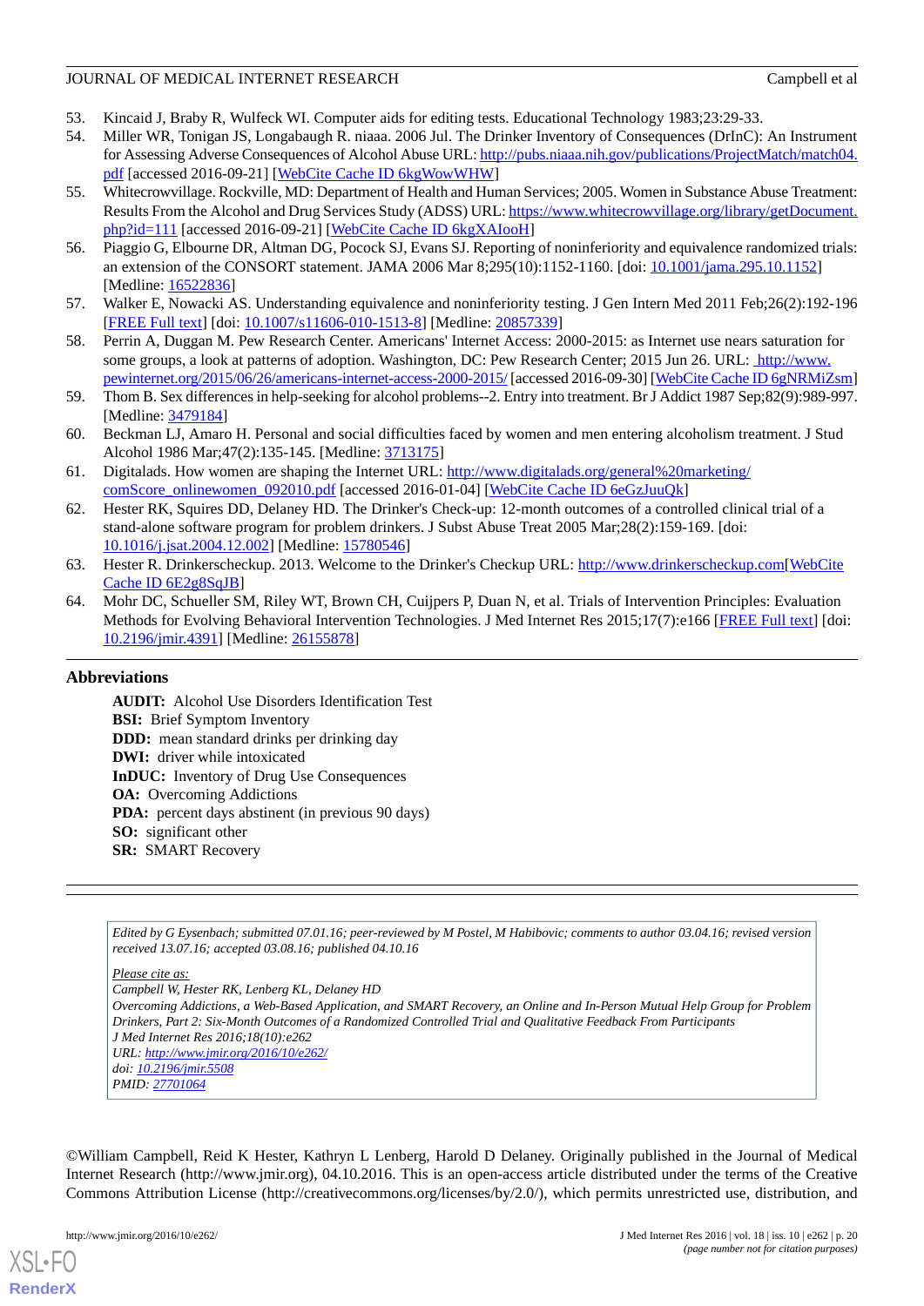53. Kincaid J, Braby R, Wulfeck WI. Computer aids for editing tests. Educational Technology 1983;23:29-33.
54. Miller WR, Tonigan JS, Longabaugh R. niaaa. 2006 Jul. The Drinker Inventory of Consequences (DrInC): An Instrument for Assessing Adverse Consequences of Alcohol Abuse URL: http://pubs.niaaa.nih.gov/publications/ProjectMatch/match04.pdf [accessed 2016-09-21] [WebCite Cache ID 6kgWowWHW]
55. Whitecrowvillage. Rockville, MD: Department of Health and Human Services; 2005. Women in Substance Abuse Treatment: Results From the Alcohol and Drug Services Study (ADSS) URL: https://www.whitecrowvillage.org/library/getDocument.php?id=111 [accessed 2016-09-21] [WebCite Cache ID 6kgXAIooH]
56. Piaggio G, Elbourne DR, Altman DG, Pocock SJ, Evans SJ. Reporting of noninferiority and equivalence randomized trials: an extension of the CONSORT statement. JAMA 2006 Mar 8;295(10):1152-1160. [doi: 10.1001/jama.295.10.1152] [Medline: 16522836]
57. Walker E, Nowacki AS. Understanding equivalence and noninferiority testing. J Gen Intern Med 2011 Feb;26(2):192-196 [FREE Full text] [doi: 10.1007/s11606-010-1513-8] [Medline: 20857339]
58. Perrin A, Duggan M. Pew Research Center. Americans' Internet Access: 2000-2015: as Internet use nears saturation for some groups, a look at patterns of adoption. Washington, DC: Pew Research Center; 2015 Jun 26. URL: http://www.pewinternet.org/2015/06/26/americans-internet-access-2000-2015/ [accessed 2016-09-30] [WebCite Cache ID 6gNRMiZsm]
59. Thom B. Sex differences in help-seeking for alcohol problems--2. Entry into treatment. Br J Addict 1987 Sep;82(9):989-997. [Medline: 3479184]
60. Beckman LJ, Amaro H. Personal and social difficulties faced by women and men entering alcoholism treatment. J Stud Alcohol 1986 Mar;47(2):135-145. [Medline: 3713175]
61. Digitalads. How women are shaping the Internet URL: http://www.digitalads.org/general%20marketing/comScore_onlinewomen_092010.pdf [accessed 2016-01-04] [WebCite Cache ID 6eGzJuuQk]
62. Hester RK, Squires DD, Delaney HD. The Drinker's Check-up: 12-month outcomes of a controlled clinical trial of a stand-alone software program for problem drinkers. J Subst Abuse Treat 2005 Mar;28(2):159-169. [doi: 10.1016/j.jsat.2004.12.002] [Medline: 15780546]
63. Hester R. Drinkerscheckup. 2013. Welcome to the Drinker's Checkup URL: http://www.drinkerscheckup.com[WebCite Cache ID 6E2g8SqJB]
64. Mohr DC, Schueller SM, Riley WT, Brown CH, Cuijpers P, Duan N, et al. Trials of Intervention Principles: Evaluation Methods for Evolving Behavioral Intervention Technologies. J Med Internet Res 2015;17(7):e166 [FREE Full text] [doi: 10.2196/jmir.4391] [Medline: 26155878]

## Abbreviations

**AUDIT:** Alcohol Use Disorders Identification Test
**BSI:** Brief Symptom Inventory
**DDD:** mean standard drinks per drinking day
**DWI:** driver while intoxicated
**InDUC:** Inventory of Drug Use Consequences
**OA:** Overcoming Addictions
**PDA:** percent days abstinent (in previous 90 days)
**SO:** significant other
**SR:** SMART Recovery

---

*Edited by G Eysenbach; submitted 07.01.16; peer-reviewed by M Postel, M Habibovic; comments to author 03.04.16; revised version received 13.07.16; accepted 03.08.16; published 04.10.16*

*Please cite as:*
*Campbell W, Hester RK, Lenberg KL, Delaney HD*
*Overcoming Addictions, a Web-Based Application, and SMART Recovery, an Online and In-Person Mutual Help Group for Problem Drinkers, Part 2: Six-Month Outcomes of a Randomized Controlled Trial and Qualitative Feedback From Participants*
*J Med Internet Res 2016;18(10):e262*
*URL: http://www.jmir.org/2016/10/e262/*
*doi: 10.2196/jmir.5508*
*PMID: 27701064*

©William Campbell, Reid K Hester, Kathryn L Lenberg, Harold D Delaney. Originally published in the Journal of Medical Internet Research (http://www.jmir.org), 04.10.2016. This is an open-access article distributed under the terms of the Creative Commons Attribution License (http://creativecommons.org/licenses/by/2.0/), which permits unrestricted use, distribution, and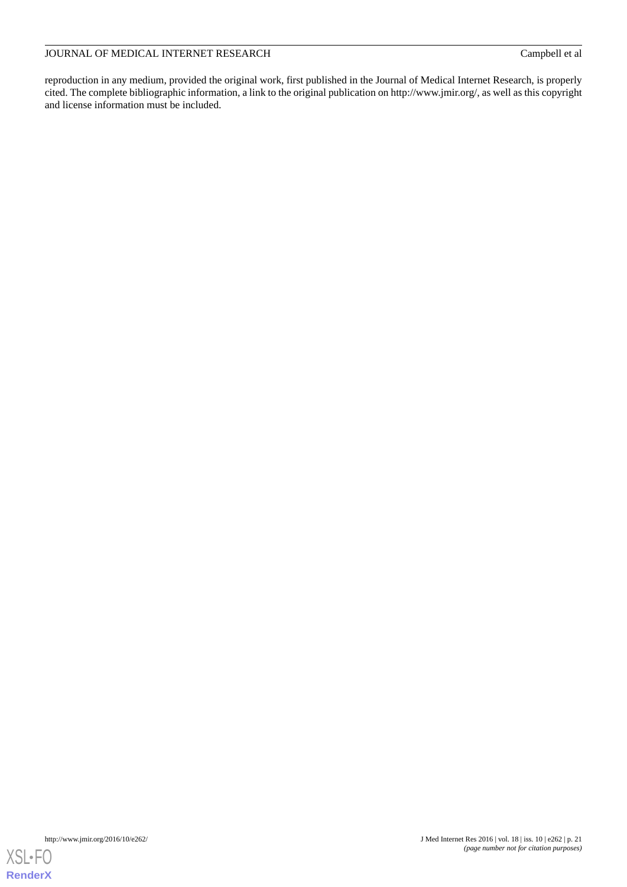reproduction in any medium, provided the original work, first published in the Journal of Medical Internet Research, is properly cited. The complete bibliographic information, a link to the original publication on http://www.jmir.org/, as well as this copyright and license information must be included.